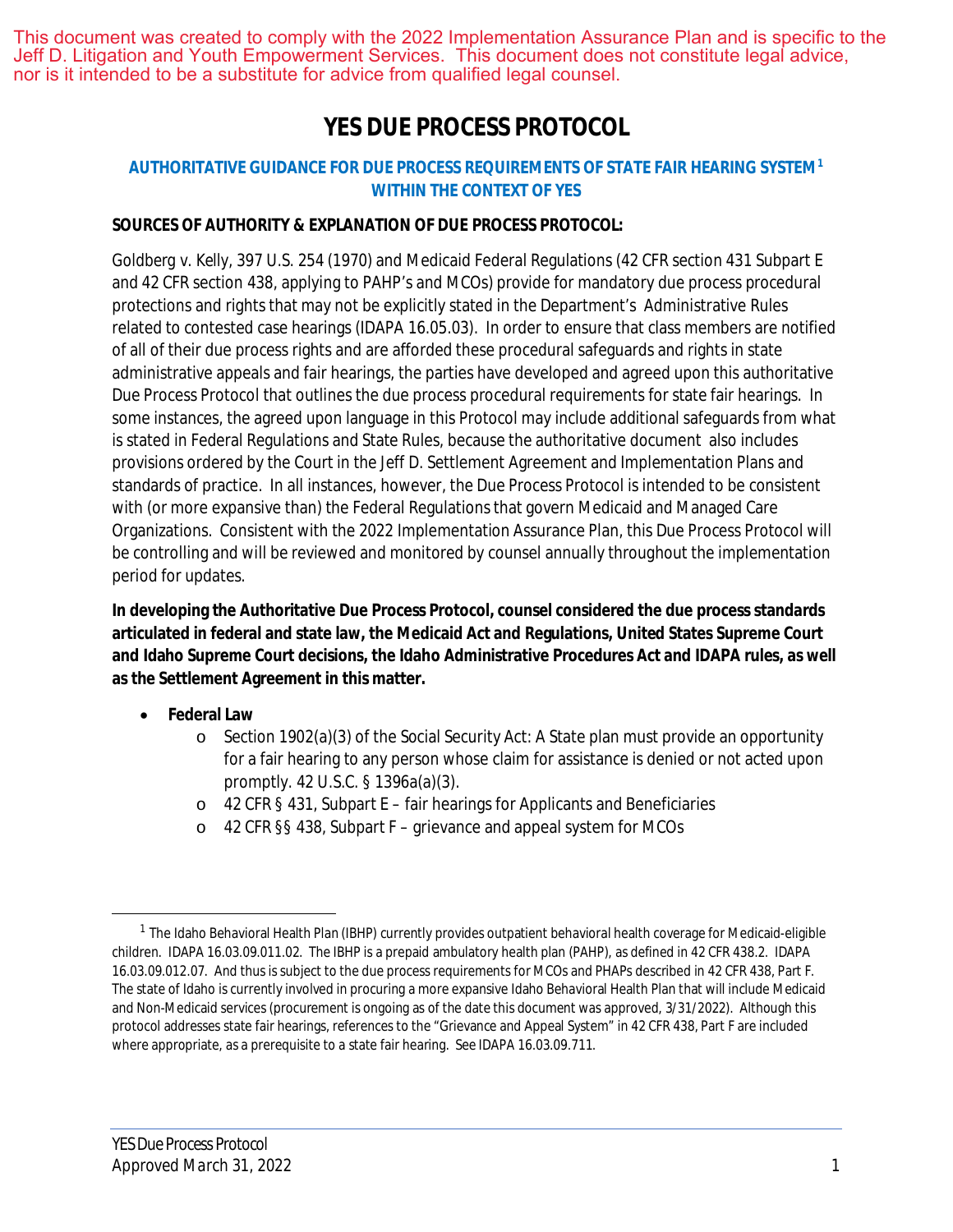This document was created to comply with the 2022 Implementation Assurance Plan and is specific to the Jeff D. Litigation and Youth Empowerment Services. This document does not constitute legal advice, nor is it intended to be a substitute for advice from qualified legal counsel.

# YES DUE PROCESS PROTOCOL

## AUTHORITATIVE GUIDANCE FOR DUE PROCESS REQUIREMENTS OF STATE FAIR HEARING SYSTEM[1] WITHIN THE CONTEXT OF YES

**SOURCES OF AUTHORITY & EXPLANATION OF DUE PROCESS PROTOCOL:**

Goldberg v. Kelly, 397 U.S. 254 (1970) and Medicaid Federal Regulations (42 CFR section 431 Subpart E and 42 CFR section 438, applying to PAHP's and MCOs) provide for mandatory due process procedural protections and rights that may not be explicitly stated in the Department's Administrative Rules related to contested case hearings (IDAPA 16.05.03). In order to ensure that class members are notified of all of their due process rights and are afforded these procedural safeguards and rights in state administrative appeals and fair hearings, the parties have developed and agreed upon this authoritative Due Process Protocol that outlines the due process procedural requirements for state fair hearings. In some instances, the agreed upon language in this Protocol may include additional safeguards from what is stated in Federal Regulations and State Rules, because the authoritative document also includes provisions ordered by the Court in the Jeff D. Settlement Agreement and Implementation Plans and standards of practice. In all instances, however, the Due Process Protocol is intended to be consistent with (or more expansive than) the Federal Regulations that govern Medicaid and Managed Care Organizations. Consistent with the 2022 Implementation Assurance Plan, this Due Process Protocol will be controlling and will be reviewed and monitored by counsel annually throughout the implementation period for updates.

**In developing the Authoritative Due Process Protocol, counsel considered the due process standards articulated in federal and state law, the Medicaid Act and Regulations, United States Supreme Court and Idaho Supreme Court decisions, the Idaho Administrative Procedures Act and IDAPA rules, as well as the Settlement Agreement in this matter.**

- **Federal Law**
  - Section 1902(a)(3) of the Social Security Act: A State plan must provide an opportunity for a fair hearing to any person whose claim for assistance is denied or not acted upon promptly. 42 U.S.C. § 1396a(a)(3).
  - 42 CFR § 431, Subpart E – fair hearings for Applicants and Beneficiaries
  - 42 CFR §§ 438, Subpart F – grievance and appeal system for MCOs

---

[1] The Idaho Behavioral Health Plan (IBHP) currently provides outpatient behavioral health coverage for Medicaid-eligible children. IDAPA 16.03.09.011.02. The IBHP is a prepaid ambulatory health plan (PAHP), as defined in 42 CFR 438.2. IDAPA 16.03.09.012.07. And thus is subject to the due process requirements for MCOs and PHAPs described in 42 CFR 438, Part F. The state of Idaho is currently involved in procuring a more expansive Idaho Behavioral Health Plan that will include Medicaid and Non-Medicaid services (procurement is ongoing as of the date this document was approved, 3/31/2022). Although this protocol addresses state fair hearings, references to the "Grievance and Appeal System" in 42 CFR 438, Part F are included where appropriate, as a prerequisite to a state fair hearing. See IDAPA 16.03.09.711.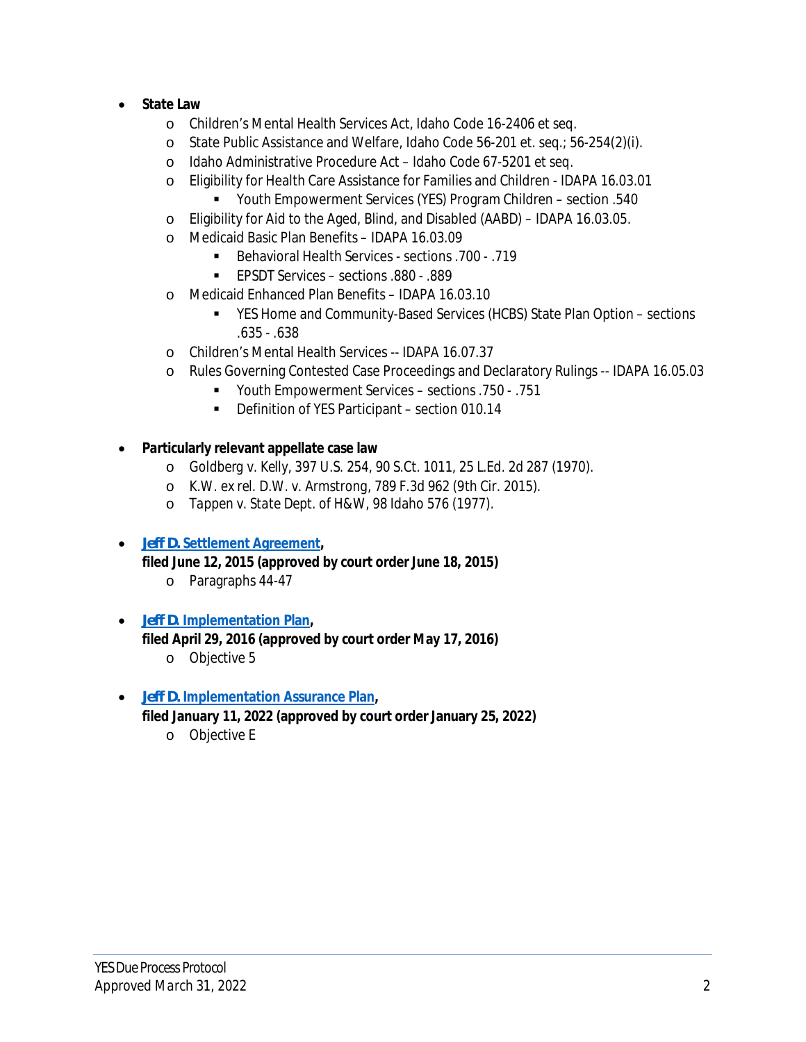- **State Law**
  - Children's Mental Health Services Act, Idaho Code 16-2406 et seq.
  - State Public Assistance and Welfare, Idaho Code 56-201 et. seq.; 56-254(2)(i).
  - Idaho Administrative Procedure Act – Idaho Code 67-5201 et seq.
  - Eligibility for Health Care Assistance for Families and Children - IDAPA 16.03.01
    - Youth Empowerment Services (YES) Program Children – section .540
  - Eligibility for Aid to the Aged, Blind, and Disabled (AABD) – IDAPA 16.03.05.
  - Medicaid Basic Plan Benefits – IDAPA 16.03.09
    - Behavioral Health Services - sections .700 - .719
    - EPSDT Services – sections .880 - .889
  - Medicaid Enhanced Plan Benefits – IDAPA 16.03.10
    - YES Home and Community-Based Services (HCBS) State Plan Option – sections .635 - .638
  - Children's Mental Health Services -- IDAPA 16.07.37
  - Rules Governing Contested Case Proceedings and Declaratory Rulings -- IDAPA 16.05.03
    - Youth Empowerment Services – sections .750 - .751
    - Definition of YES Participant – section 010.14

- **Particularly relevant appellate case law**
  - *Goldberg v. Kelly*, 397 U.S. 254, 90 S.Ct. 1011, 25 L.Ed. 2d 287 (1970).
  - *K.W. ex rel. D.W. v. Armstrong*, 789 F.3d 962 (9th Cir. 2015).
  - *Tappen v. State Dept. of H&W*, 98 Idaho 576 (1977).

- **Jeff D. Settlement Agreement, filed June 12, 2015 (approved by court order June 18, 2015)**
  - Paragraphs 44-47

- **Jeff D. Implementation Plan, filed April 29, 2016 (approved by court order May 17, 2016)**
  - Objective 5

- **Jeff D. Implementation Assurance Plan, filed January 11, 2022 (approved by court order January 25, 2022)**
  - Objective E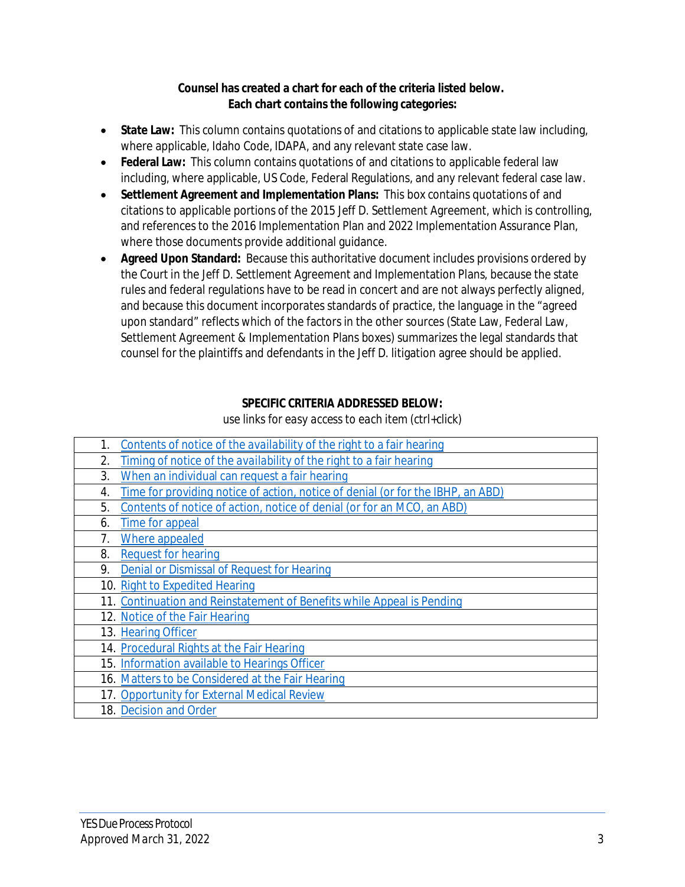**Counsel has created a chart for each of the criteria listed below.**
**Each chart contains the following categories:**

- **State Law:** This column contains quotations of and citations to applicable state law including, where applicable, Idaho Code, IDAPA, and any relevant state case law.
- **Federal Law:** This column contains quotations of and citations to applicable federal law including, where applicable, US Code, Federal Regulations, and any relevant federal case law.
- **Settlement Agreement and Implementation Plans:** This box contains quotations of and citations to applicable portions of the 2015 Jeff D. Settlement Agreement, which is controlling, and references to the 2016 Implementation Plan and 2022 Implementation Assurance Plan, where those documents provide additional guidance.
- **Agreed Upon Standard:** Because this authoritative document includes provisions ordered by the Court in the Jeff D. Settlement Agreement and Implementation Plans, because the state rules and federal regulations have to be read in concert and are not always perfectly aligned, and because this document incorporates standards of practice, the language in the "agreed upon standard" reflects which of the factors in the other sources (State Law, Federal Law, Settlement Agreement & Implementation Plans boxes) summarizes the legal standards that counsel for the plaintiffs and defendants in the Jeff D. litigation agree should be applied.

**SPECIFIC CRITERIA ADDRESSED BELOW:**

use links for easy access to each item (ctrl+click)

| | |
|---|---|
| 1. | Contents of notice of the availability of the right to a fair hearing |
| 2. | Timing of notice of the availability of the right to a fair hearing |
| 3. | When an individual can request a fair hearing |
| 4. | Time for providing notice of action, notice of denial (or for the IBHP, an ABD) |
| 5. | Contents of notice of action, notice of denial (or for an MCO, an ABD) |
| 6. | Time for appeal |
| 7. | Where appealed |
| 8. | Request for hearing |
| 9. | Denial or Dismissal of Request for Hearing |
| 10. | Right to Expedited Hearing |
| 11. | Continuation and Reinstatement of Benefits while Appeal is Pending |
| 12. | Notice of the Fair Hearing |
| 13. | Hearing Officer |
| 14. | Procedural Rights at the Fair Hearing |
| 15. | Information available to Hearings Officer |
| 16. | Matters to be Considered at the Fair Hearing |
| 17. | Opportunity for External Medical Review |
| 18. | Decision and Order |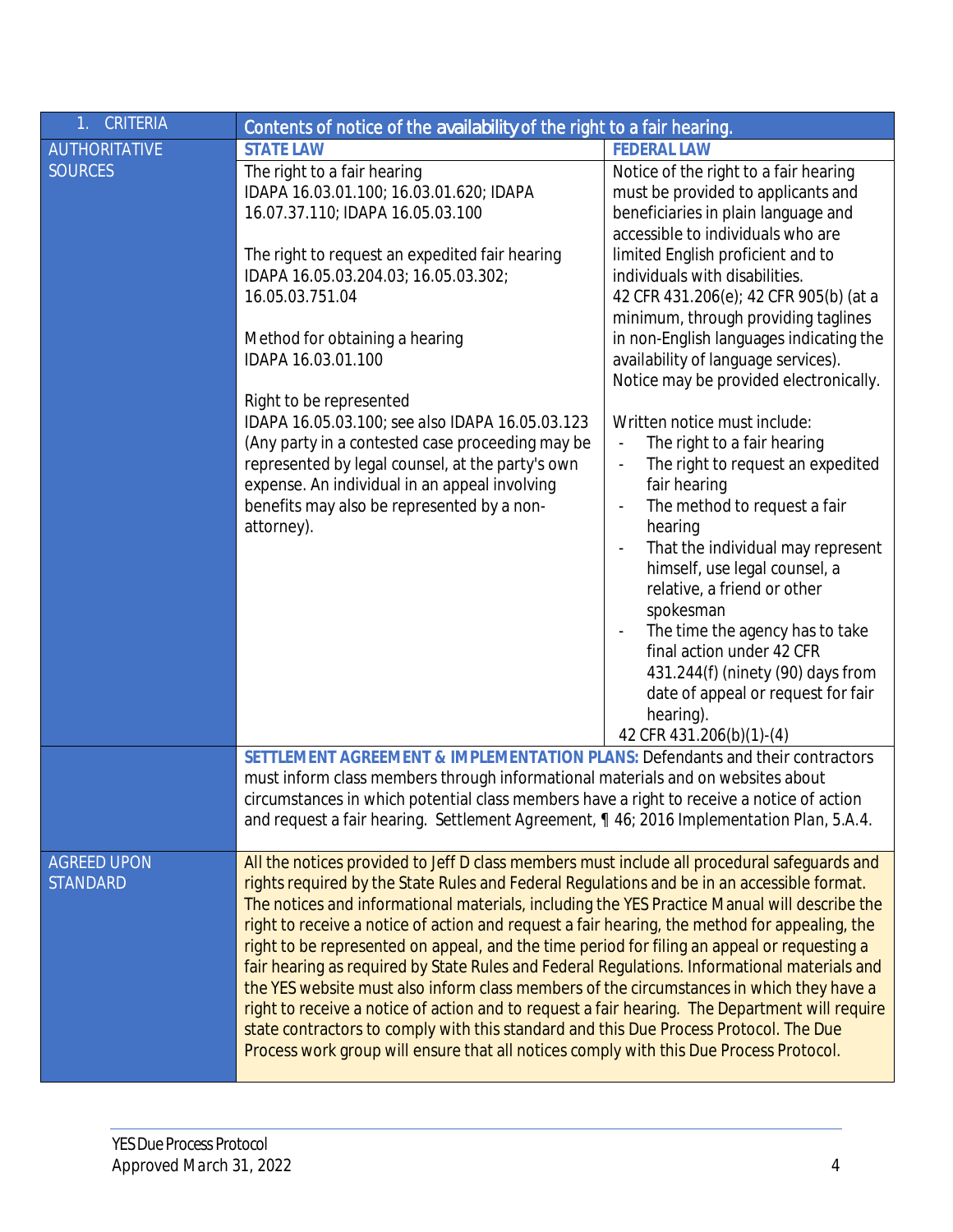| 1. CRITERIA | Contents of notice of the availability of the right to a fair hearing. | |
|---|---|---|
| AUTHORITATIVE SOURCES | **STATE LAW** | **FEDERAL LAW** |
| | The right to a fair hearing<br>IDAPA 16.03.01.100; 16.03.01.620; IDAPA 16.07.37.110; IDAPA 16.05.03.100<br><br>The right to request an expedited fair hearing<br>IDAPA 16.05.03.204.03; 16.05.03.302; 16.05.03.751.04<br><br>Method for obtaining a hearing<br>IDAPA 16.03.01.100<br><br>Right to be represented<br>IDAPA 16.05.03.100; see also IDAPA 16.05.03.123 (Any party in a contested case proceeding may be represented by legal counsel, at the party's own expense. An individual in an appeal involving benefits may also be represented by a non-attorney). | Notice of the right to a fair hearing must be provided to applicants and beneficiaries in plain language and accessible to individuals who are limited English proficient and to individuals with disabilities.<br>42 CFR 431.206(e); 42 CFR 905(b) (at a minimum, through providing taglines in non-English languages indicating the availability of language services). Notice may be provided electronically.<br><br>Written notice must include:<br>- The right to a fair hearing<br>- The right to request an expedited fair hearing<br>- The method to request a fair hearing<br>- That the individual may represent himself, use legal counsel, a relative, a friend or other spokesman<br>- The time the agency has to take final action under 42 CFR 431.244(f) (ninety (90) days from date of appeal or request for fair hearing).<br>42 CFR 431.206(b)(1)-(4) |
| | **SETTLEMENT AGREEMENT & IMPLEMENTATION PLANS:** Defendants and their contractors must inform class members through informational materials and on websites about circumstances in which potential class members have a right to receive a notice of action and request a fair hearing. Settlement Agreement, ¶ 46; 2016 Implementation Plan, 5.A.4. | |
| AGREED UPON STANDARD | All the notices provided to Jeff D class members must include all procedural safeguards and rights required by the State Rules and Federal Regulations and be in an accessible format. The notices and informational materials, including the YES Practice Manual will describe the right to receive a notice of action and request a fair hearing, the method for appealing, the right to be represented on appeal, and the time period for filing an appeal or requesting a fair hearing as required by State Rules and Federal Regulations. Informational materials and the YES website must also inform class members of the circumstances in which they have a right to receive a notice of action and to request a fair hearing. The Department will require state contractors to comply with this standard and this Due Process Protocol. The Due Process work group will ensure that all notices comply with this Due Process Protocol. | |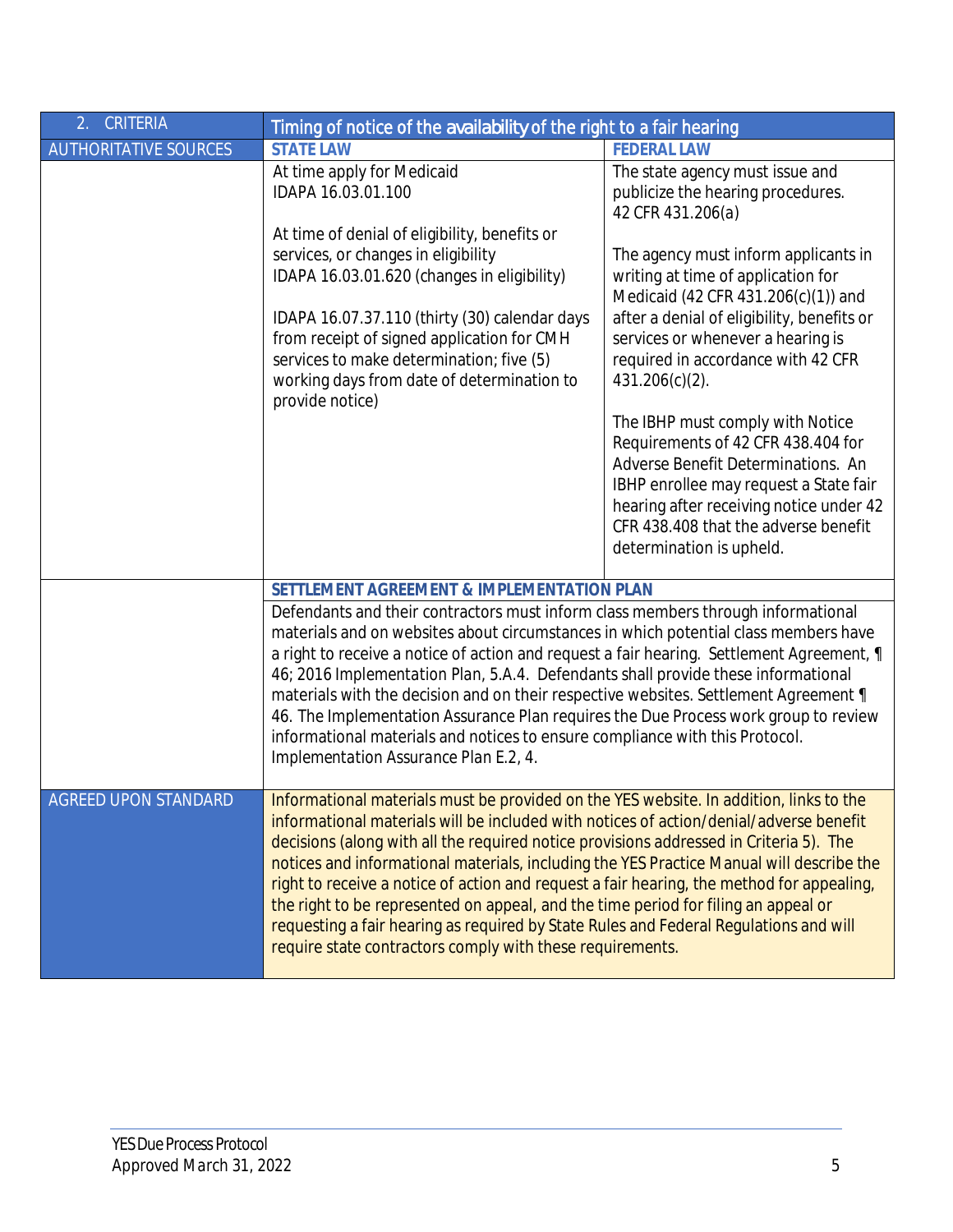| 2. CRITERIA | Timing of notice of the availability of the right to a fair hearing | |
|---|---|---|
| AUTHORITATIVE SOURCES | **STATE LAW** | **FEDERAL LAW** |
| | At time apply for Medicaid<br>IDAPA 16.03.01.100<br><br>At time of denial of eligibility, benefits or services, or changes in eligibility<br>IDAPA 16.03.01.620 (changes in eligibility)<br><br>IDAPA 16.07.37.110 (thirty (30) calendar days from receipt of signed application for CMH services to make determination; five (5) working days from date of determination to provide notice) | The state agency must issue and publicize the hearing procedures.<br>42 CFR 431.206(a)<br><br>The agency must inform applicants in writing at time of application for Medicaid (42 CFR 431.206(c)(1)) and after a denial of eligibility, benefits or services or whenever a hearing is required in accordance with 42 CFR 431.206(c)(2).<br><br>The IBHP must comply with Notice Requirements of 42 CFR 438.404 for Adverse Benefit Determinations. An IBHP enrollee may request a State fair hearing after receiving notice under 42 CFR 438.408 that the adverse benefit determination is upheld. |
| | **SETTLEMENT AGREEMENT & IMPLEMENTATION PLAN**<br><br>Defendants and their contractors must inform class members through informational materials and on websites about circumstances in which potential class members have a right to receive a notice of action and request a fair hearing. Settlement Agreement, ¶ 46; 2016 Implementation Plan, 5.A.4. Defendants shall provide these informational materials with the decision and on their respective websites. Settlement Agreement ¶ 46. The Implementation Assurance Plan requires the Due Process work group to review informational materials and notices to ensure compliance with this Protocol. Implementation Assurance Plan E.2, 4. | |
| AGREED UPON STANDARD | Informational materials must be provided on the YES website. In addition, links to the informational materials will be included with notices of action/denial/adverse benefit decisions (along with all the required notice provisions addressed in Criteria 5). The notices and informational materials, including the YES Practice Manual will describe the right to receive a notice of action and request a fair hearing, the method for appealing, the right to be represented on appeal, and the time period for filing an appeal or requesting a fair hearing as required by State Rules and Federal Regulations and will require state contractors comply with these requirements. | |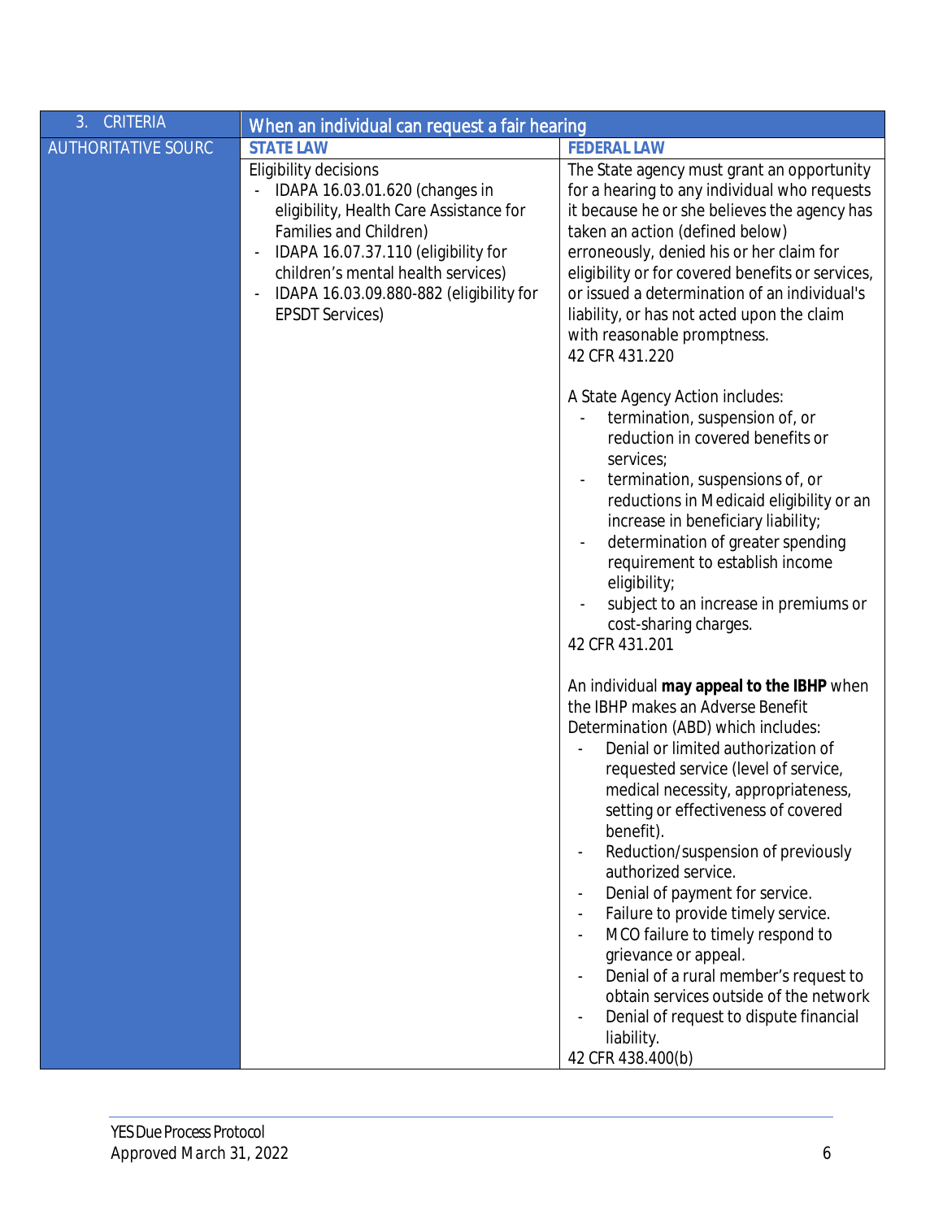| 3. CRITERIA | When an individual can request a fair hearing | |
|---|---|---|
| AUTHORITATIVE SOURC | **STATE LAW** | **FEDERAL LAW** |
| | Eligibility decisions<br>- IDAPA 16.03.01.620 (changes in eligibility, Health Care Assistance for Families and Children)<br>- IDAPA 16.07.37.110 (eligibility for children's mental health services)<br>- IDAPA 16.03.09.880-882 (eligibility for EPSDT Services) | The State agency must grant an opportunity for a hearing to any individual who requests it because he or she believes the agency has taken an action (defined below) erroneously, denied his or her claim for eligibility or for covered benefits or services, or issued a determination of an individual's liability, or has not acted upon the claim with reasonable promptness.<br>42 CFR 431.220<br><br>A State Agency Action includes:<br>- termination, suspension of, or reduction in covered benefits or services;<br>- termination, suspensions of, or reductions in Medicaid eligibility or an increase in beneficiary liability;<br>- determination of greater spending requirement to establish income eligibility;<br>- subject to an increase in premiums or cost-sharing charges.<br>42 CFR 431.201<br><br>An individual **may appeal to the IBHP** when the IBHP makes an Adverse Benefit Determination (ABD) which includes:<br>- Denial or limited authorization of requested service (level of service, medical necessity, appropriateness, setting or effectiveness of covered benefit).<br>- Reduction/suspension of previously authorized service.<br>- Denial of payment for service.<br>- Failure to provide timely service.<br>- MCO failure to timely respond to grievance or appeal.<br>- Denial of a rural member's request to obtain services outside of the network<br>- Denial of request to dispute financial liability.<br>42 CFR 438.400(b) |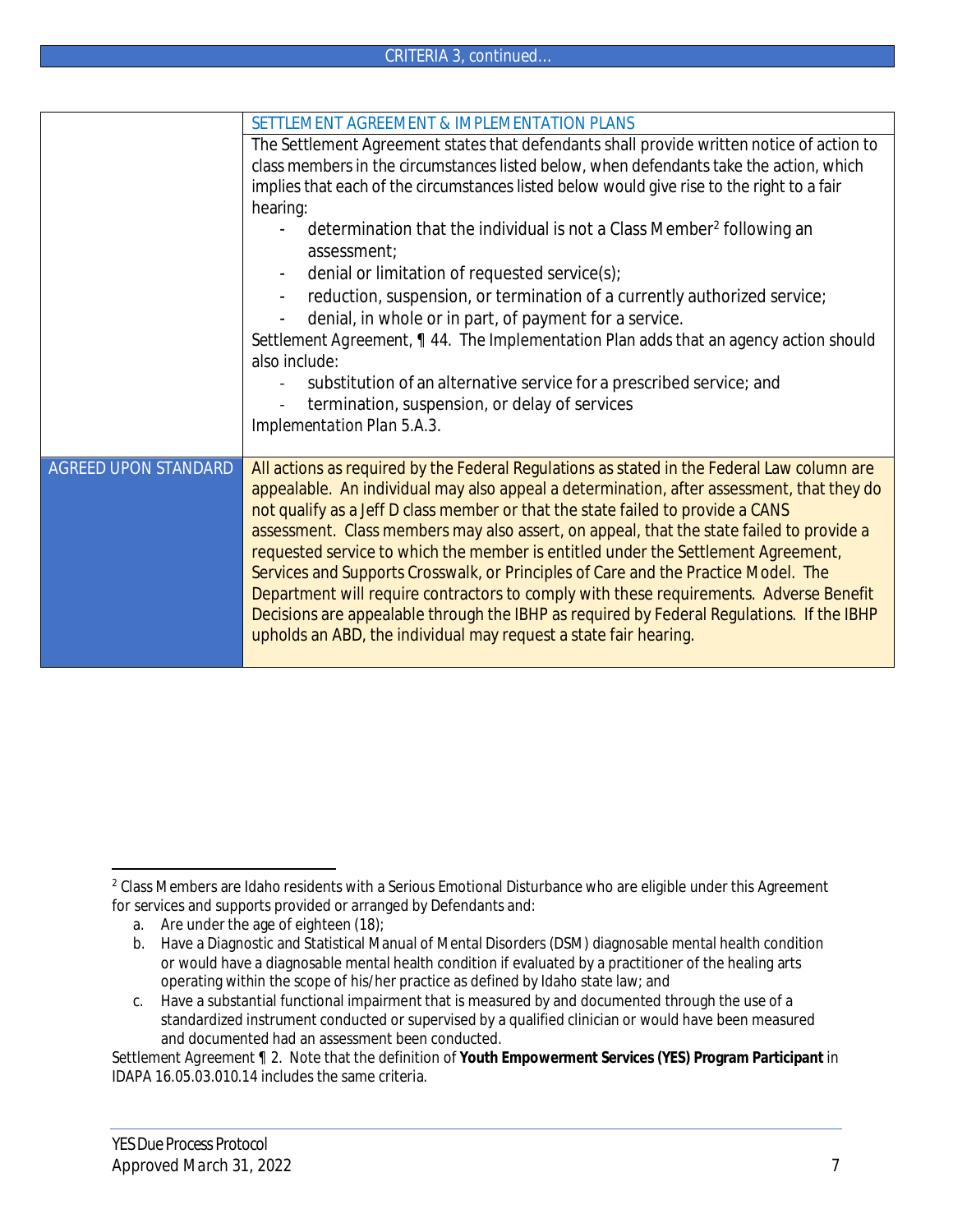CRITERIA 3, continued…

| | |
|---|---|
| | SETTLEMENT AGREEMENT & IMPLEMENTATION PLANS<br><br>The Settlement Agreement states that defendants shall provide written notice of action to class members in the circumstances listed below, when defendants take the action, which implies that each of the circumstances listed below would give rise to the right to a fair hearing:<br>- determination that the individual is not a Class Member[2] following an assessment;<br>- denial or limitation of requested service(s);<br>- reduction, suspension, or termination of a currently authorized service;<br>- denial, in whole or in part, of payment for a service.<br><br>Settlement Agreement, ¶ 44. The Implementation Plan adds that an agency action should also include:<br>- substitution of an alternative service for a prescribed service; and<br>- termination, suspension, or delay of services<br><br>Implementation Plan 5.A.3. |
| AGREED UPON STANDARD | All actions as required by the Federal Regulations as stated in the Federal Law column are appealable. An individual may also appeal a determination, after assessment, that they do not qualify as a Jeff D class member or that the state failed to provide a CANS assessment. Class members may also assert, on appeal, that the state failed to provide a requested service to which the member is entitled under the Settlement Agreement, Services and Supports Crosswalk, or Principles of Care and the Practice Model. The Department will require contractors to comply with these requirements. Adverse Benefit Decisions are appealable through the IBHP as required by Federal Regulations. If the IBHP upholds an ABD, the individual may request a state fair hearing. |

[2] Class Members are Idaho residents with a Serious Emotional Disturbance who are eligible under this Agreement for services and supports provided or arranged by Defendants and:

a. Are under the age of eighteen (18);
b. Have a Diagnostic and Statistical Manual of Mental Disorders (DSM) diagnosable mental health condition or would have a diagnosable mental health condition if evaluated by a practitioner of the healing arts operating within the scope of his/her practice as defined by Idaho state law; and
c. Have a substantial functional impairment that is measured by and documented through the use of a standardized instrument conducted or supervised by a qualified clinician or would have been measured and documented had an assessment been conducted.

Settlement Agreement ¶ 2. Note that the definition of **Youth Empowerment Services (YES) Program Participant** in IDAPA 16.05.03.010.14 includes the same criteria.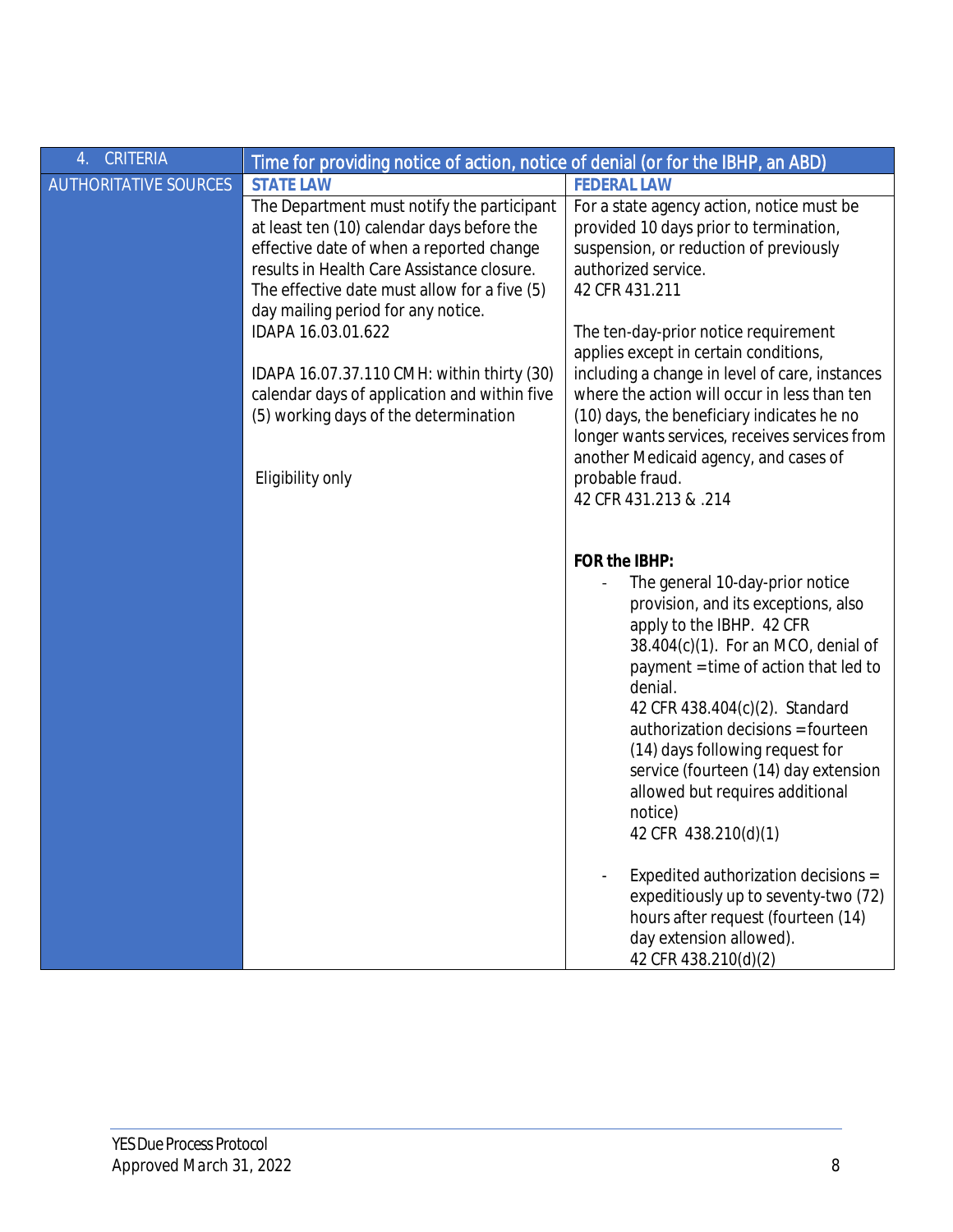| 4. CRITERIA | Time for providing notice of action, notice of denial (or for the IBHP, an ABD) | |
|---|---|---|
| AUTHORITATIVE SOURCES | **STATE LAW** | **FEDERAL LAW** |
| | The Department must notify the participant at least ten (10) calendar days before the effective date of when a reported change results in Health Care Assistance closure. The effective date must allow for a five (5) day mailing period for any notice.<br>IDAPA 16.03.01.622<br><br>IDAPA 16.07.37.110 CMH: within thirty (30) calendar days of application and within five (5) working days of the determination<br><br>Eligibility only | For a state agency action, notice must be provided 10 days prior to termination, suspension, or reduction of previously authorized service.<br>42 CFR 431.211<br><br>The ten-day-prior notice requirement applies except in certain conditions, including a change in level of care, instances where the action will occur in less than ten (10) days, the beneficiary indicates he no longer wants services, receives services from another Medicaid agency, and cases of probable fraud.<br>42 CFR 431.213 & .214<br><br>**FOR the IBHP:**<br>- The general 10-day-prior notice provision, and its exceptions, also apply to the IBHP. 42 CFR 38.404(c)(1). For an MCO, denial of payment = time of action that led to denial.<br>42 CFR 438.404(c)(2). Standard authorization decisions = fourteen (14) days following request for service (fourteen (14) day extension allowed but requires additional notice)<br>42 CFR 438.210(d)(1)<br><br>- Expedited authorization decisions = expeditiously up to seventy-two (72) hours after request (fourteen (14) day extension allowed).<br>42 CFR 438.210(d)(2) |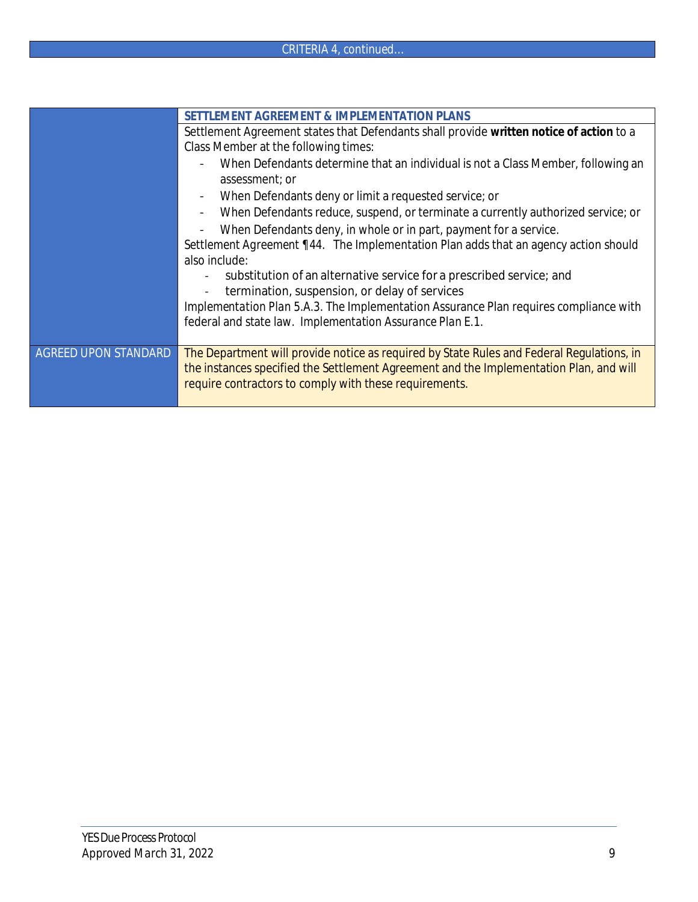CRITERIA 4, continued…

| | |
|---|---|
| | **SETTLEMENT AGREEMENT & IMPLEMENTATION PLANS**<br>Settlement Agreement states that Defendants shall provide **written notice of action** to a Class Member at the following times:<br>- When Defendants determine that an individual is not a Class Member, following an assessment; or<br>- When Defendants deny or limit a requested service; or<br>- When Defendants reduce, suspend, or terminate a currently authorized service; or<br>- When Defendants deny, in whole or in part, payment for a service.<br>Settlement Agreement ¶44. The Implementation Plan adds that an agency action should also include:<br>- substitution of an alternative service for a prescribed service; and<br>- termination, suspension, or delay of services<br>Implementation Plan 5.A.3. The Implementation Assurance Plan requires compliance with federal and state law. Implementation Assurance Plan E.1. |
| AGREED UPON STANDARD | The Department will provide notice as required by State Rules and Federal Regulations, in the instances specified the Settlement Agreement and the Implementation Plan, and will require contractors to comply with these requirements. |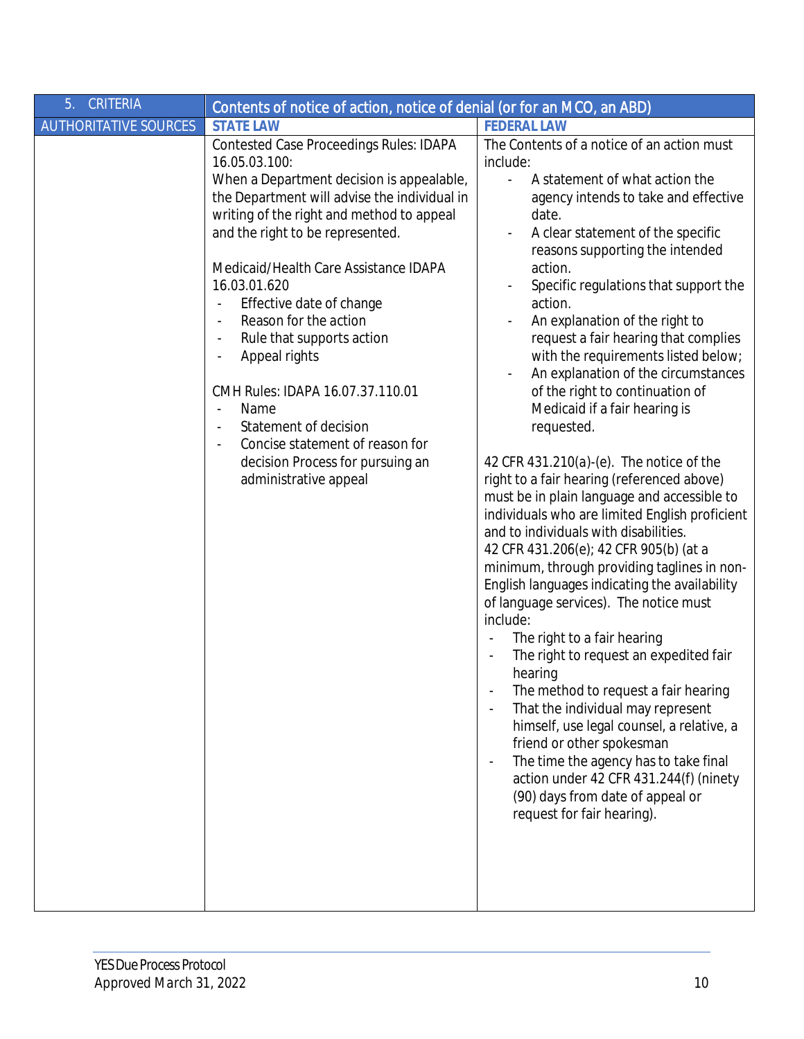| 5. CRITERIA | Contents of notice of action, notice of denial (or for an MCO, an ABD) | |
|---|---|---|
| AUTHORITATIVE SOURCES | **STATE LAW** | **FEDERAL LAW** |
| | Contested Case Proceedings Rules: IDAPA 16.05.03.100:<br>When a Department decision is appealable, the Department will advise the individual in writing of the right and method to appeal and the right to be represented.<br><br>Medicaid/Health Care Assistance IDAPA 16.03.01.620<br>- Effective date of change<br>- Reason for the action<br>- Rule that supports action<br>- Appeal rights<br><br>CMH Rules: IDAPA 16.07.37.110.01<br>- Name<br>- Statement of decision<br>- Concise statement of reason for decision Process for pursuing an administrative appeal | The Contents of a notice of an action must include:<br>- A statement of what action the agency intends to take and effective date.<br>- A clear statement of the specific reasons supporting the intended action.<br>- Specific regulations that support the action.<br>- An explanation of the right to request a fair hearing that complies with the requirements listed below;<br>- An explanation of the circumstances of the right to continuation of Medicaid if a fair hearing is requested.<br><br>42 CFR 431.210(a)-(e). The notice of the right to a fair hearing (referenced above) must be in plain language and accessible to individuals who are limited English proficient and to individuals with disabilities.<br>42 CFR 431.206(e); 42 CFR 905(b) (at a minimum, through providing taglines in non-English languages indicating the availability of language services). The notice must include:<br>- The right to a fair hearing<br>- The right to request an expedited fair hearing<br>- The method to request a fair hearing<br>- That the individual may represent himself, use legal counsel, a relative, a friend or other spokesman<br>- The time the agency has to take final action under 42 CFR 431.244(f) (ninety (90) days from date of appeal or request for fair hearing). |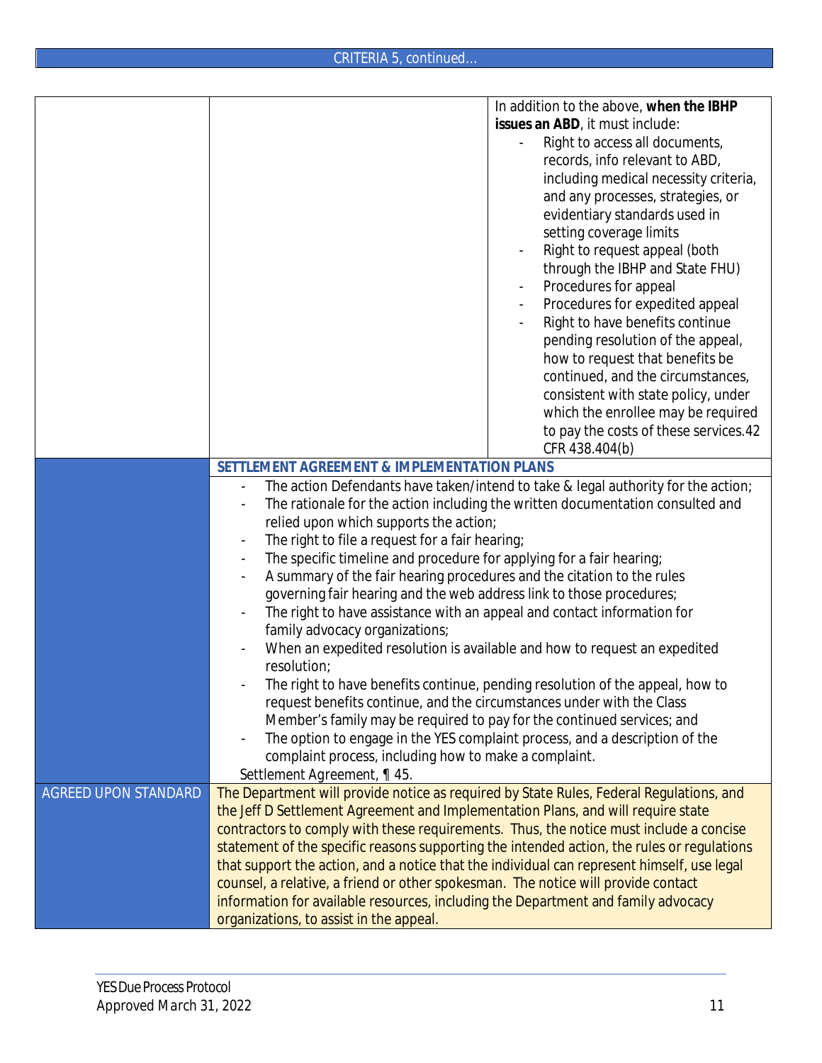## CRITERIA 5, continued…

| | | |
|---|---|---|
| | | In addition to the above, **when the IBHP issues an ABD**, it must include:<br>- Right to access all documents, records, info relevant to ABD, including medical necessity criteria, and any processes, strategies, or evidentiary standards used in setting coverage limits<br>- Right to request appeal (both through the IBHP and State FHU)<br>- Procedures for appeal<br>- Procedures for expedited appeal<br>- Right to have benefits continue pending resolution of the appeal, how to request that benefits be continued, and the circumstances, consistent with state policy, under which the enrollee may be required to pay the costs of these services. 42 CFR 438.404(b) |
| | **SETTLEMENT AGREEMENT & IMPLEMENTATION PLANS**<br>- The action Defendants have taken/intend to take & legal authority for the action;<br>- The rationale for the action including the written documentation consulted and relied upon which supports the action;<br>- The right to file a request for a fair hearing;<br>- The specific timeline and procedure for applying for a fair hearing;<br>- A summary of the fair hearing procedures and the citation to the rules governing fair hearing and the web address link to those procedures;<br>- The right to have assistance with an appeal and contact information for family advocacy organizations;<br>- When an expedited resolution is available and how to request an expedited resolution;<br>- The right to have benefits continue, pending resolution of the appeal, how to request benefits continue, and the circumstances under with the Class Member's family may be required to pay for the continued services; and<br>- The option to engage in the YES complaint process, and a description of the complaint process, including how to make a complaint.<br>Settlement Agreement, ¶ 45. | |
| AGREED UPON STANDARD | The Department will provide notice as required by State Rules, Federal Regulations, and the Jeff D Settlement Agreement and Implementation Plans, and will require state contractors to comply with these requirements. Thus, the notice must include a concise statement of the specific reasons supporting the intended action, the rules or regulations that support the action, and a notice that the individual can represent himself, use legal counsel, a relative, a friend or other spokesman. The notice will provide contact information for available resources, including the Department and family advocacy organizations, to assist in the appeal. | |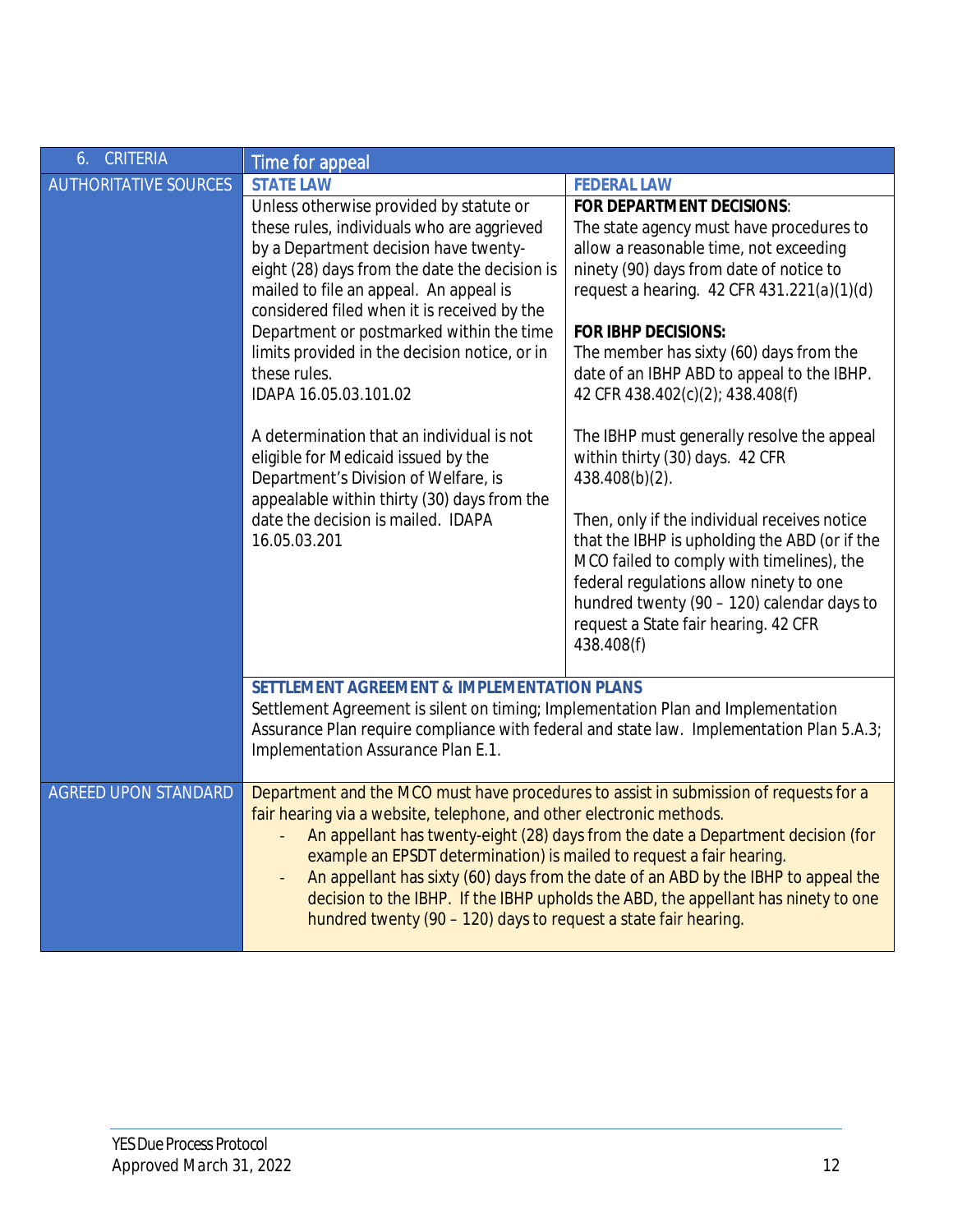| 6. CRITERIA | Time for appeal | |
|---|---|---|
| AUTHORITATIVE SOURCES | **STATE LAW** | **FEDERAL LAW** |
| | Unless otherwise provided by statute or these rules, individuals who are aggrieved by a Department decision have twenty-eight (28) days from the date the decision is mailed to file an appeal. An appeal is considered filed when it is received by the Department or postmarked within the time limits provided in the decision notice, or in these rules. IDAPA 16.05.03.101.02<br><br>A determination that an individual is not eligible for Medicaid issued by the Department's Division of Welfare, is appealable within thirty (30) days from the date the decision is mailed. IDAPA 16.05.03.201 | **FOR DEPARTMENT DECISIONS**: The state agency must have procedures to allow a reasonable time, not exceeding ninety (90) days from date of notice to request a hearing. 42 CFR 431.221(a)(1)(d)<br><br>**FOR IBHP DECISIONS:** The member has sixty (60) days from the date of an IBHP ABD to appeal to the IBHP. 42 CFR 438.402(c)(2); 438.408(f)<br><br>The IBHP must generally resolve the appeal within thirty (30) days. 42 CFR 438.408(b)(2).<br><br>Then, only if the individual receives notice that the IBHP is upholding the ABD (or if the MCO failed to comply with timelines), the federal regulations allow ninety to one hundred twenty (90 – 120) calendar days to request a State fair hearing. 42 CFR 438.408(f) |
| | **SETTLEMENT AGREEMENT & IMPLEMENTATION PLANS**<br>Settlement Agreement is silent on timing; Implementation Plan and Implementation Assurance Plan require compliance with federal and state law. Implementation Plan 5.A.3; Implementation Assurance Plan E.1. | |
| AGREED UPON STANDARD | Department and the MCO must have procedures to assist in submission of requests for a fair hearing via a website, telephone, and other electronic methods.<br>- An appellant has twenty-eight (28) days from the date a Department decision (for example an EPSDT determination) is mailed to request a fair hearing.<br>- An appellant has sixty (60) days from the date of an ABD by the IBHP to appeal the decision to the IBHP. If the IBHP upholds the ABD, the appellant has ninety to one hundred twenty (90 – 120) days to request a state fair hearing. | |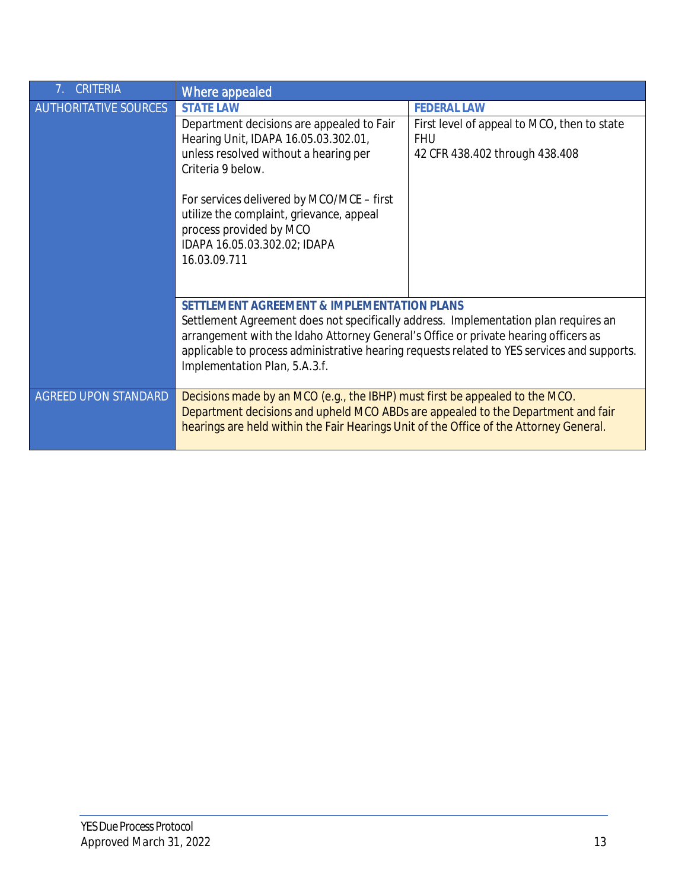| 7. CRITERIA | Where appealed | |
|---|---|---|
| AUTHORITATIVE SOURCES | **STATE LAW** | **FEDERAL LAW** |
| | Department decisions are appealed to Fair Hearing Unit, IDAPA 16.05.03.302.01, unless resolved without a hearing per Criteria 9 below.<br><br>For services delivered by MCO/MCE – first utilize the complaint, grievance, appeal process provided by MCO IDAPA 16.05.03.302.02; IDAPA 16.03.09.711 | First level of appeal to MCO, then to state FHU<br>42 CFR 438.402 through 438.408 |
| | **SETTLEMENT AGREEMENT & IMPLEMENTATION PLANS**<br>Settlement Agreement does not specifically address. Implementation plan requires an arrangement with the Idaho Attorney General's Office or private hearing officers as applicable to process administrative hearing requests related to YES services and supports. Implementation Plan, 5.A.3.f. | |
| AGREED UPON STANDARD | Decisions made by an MCO (e.g., the IBHP) must first be appealed to the MCO. Department decisions and upheld MCO ABDs are appealed to the Department and fair hearings are held within the Fair Hearings Unit of the Office of the Attorney General. | |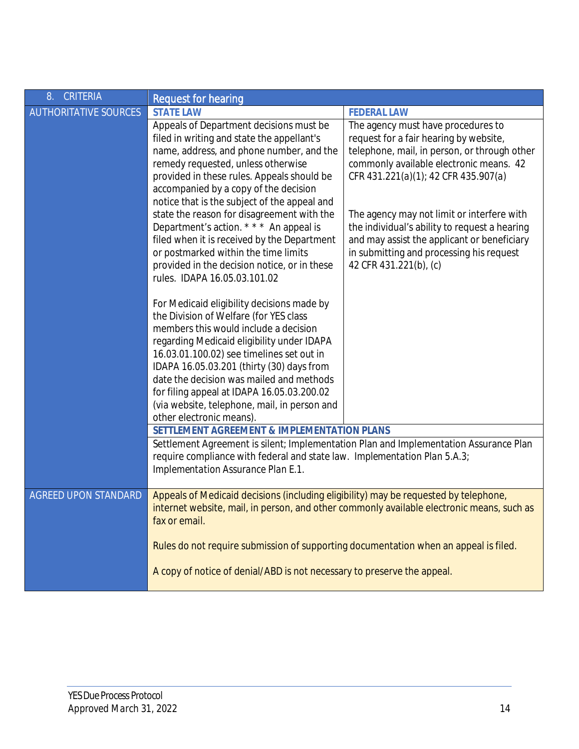| 8. CRITERIA | Request for hearing | |
|---|---|---|
| AUTHORITATIVE SOURCES | **STATE LAW** | **FEDERAL LAW** |
| | Appeals of Department decisions must be filed in writing and state the appellant's name, address, and phone number, and the remedy requested, unless otherwise provided in these rules. Appeals should be accompanied by a copy of the decision notice that is the subject of the appeal and state the reason for disagreement with the Department's action. * * * An appeal is filed when it is received by the Department or postmarked within the time limits provided in the decision notice, or in these rules. IDAPA 16.05.03.101.02<br><br>For Medicaid eligibility decisions made by the Division of Welfare (for YES class members this would include a decision regarding Medicaid eligibility under IDAPA 16.03.01.100.02) see timelines set out in IDAPA 16.05.03.201 (thirty (30) days from date the decision was mailed and methods for filing appeal at IDAPA 16.05.03.200.02 (via website, telephone, mail, in person and other electronic means). | The agency must have procedures to request for a fair hearing by website, telephone, mail, in person, or through other commonly available electronic means. 42 CFR 431.221(a)(1); 42 CFR 435.907(a)<br><br>The agency may not limit or interfere with the individual's ability to request a hearing and may assist the applicant or beneficiary in submitting and processing his request 42 CFR 431.221(b), (c) |
| | **SETTLEMENT AGREEMENT & IMPLEMENTATION PLANS** | |
| | Settlement Agreement is silent; Implementation Plan and Implementation Assurance Plan require compliance with federal and state law. Implementation Plan 5.A.3; Implementation Assurance Plan E.1. | |
| AGREED UPON STANDARD | Appeals of Medicaid decisions (including eligibility) may be requested by telephone, internet website, mail, in person, and other commonly available electronic means, such as fax or email.<br><br>Rules do not require submission of supporting documentation when an appeal is filed.<br><br>A copy of notice of denial/ABD is not necessary to preserve the appeal. | |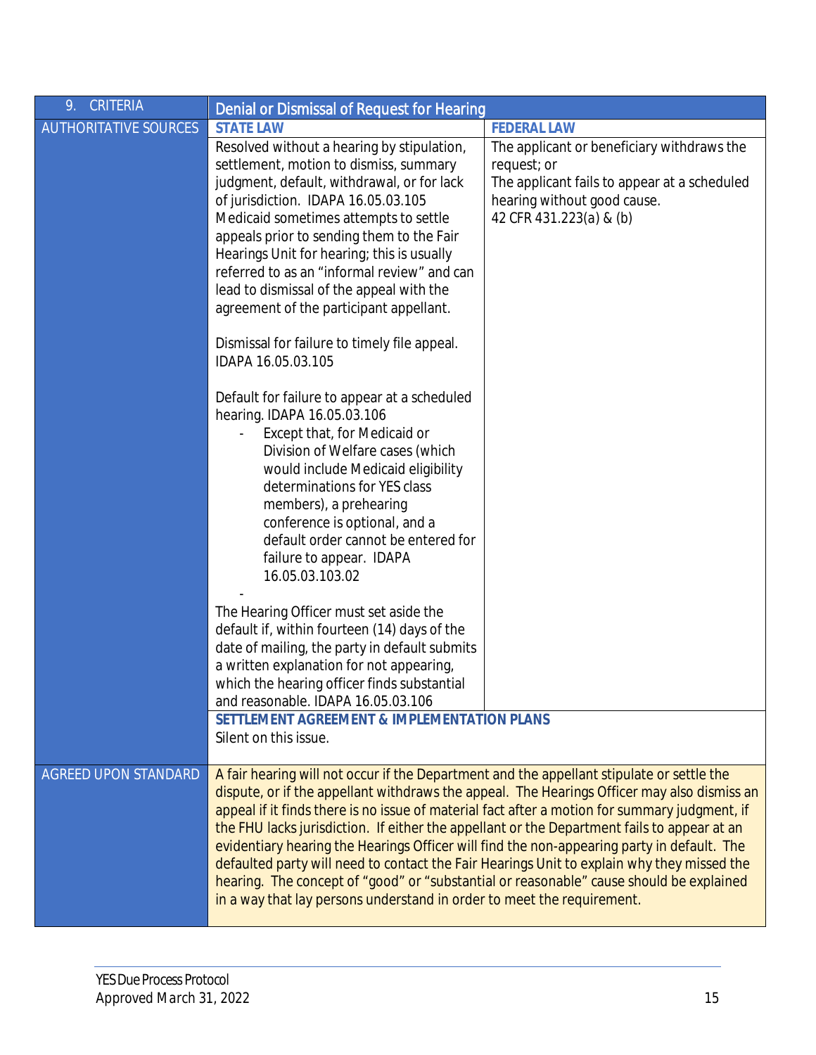| 9. CRITERIA | Denial or Dismissal of Request for Hearing | |
|---|---|---|
| AUTHORITATIVE SOURCES | **STATE LAW** | **FEDERAL LAW** |
| | Resolved without a hearing by stipulation, settlement, motion to dismiss, summary judgment, default, withdrawal, or for lack of jurisdiction. IDAPA 16.05.03.105<br>Medicaid sometimes attempts to settle appeals prior to sending them to the Fair Hearings Unit for hearing; this is usually referred to as an "informal review" and can lead to dismissal of the appeal with the agreement of the participant appellant.<br><br>Dismissal for failure to timely file appeal. IDAPA 16.05.03.105<br><br>Default for failure to appear at a scheduled hearing. IDAPA 16.05.03.106<br>- Except that, for Medicaid or Division of Welfare cases (which would include Medicaid eligibility determinations for YES class members), a prehearing conference is optional, and a default order cannot be entered for failure to appear. IDAPA 16.05.03.103.02<br>-<br>The Hearing Officer must set aside the default if, within fourteen (14) days of the date of mailing, the party in default submits a written explanation for not appearing, which the hearing officer finds substantial and reasonable. IDAPA 16.05.03.106 | The applicant or beneficiary withdraws the request; or<br>The applicant fails to appear at a scheduled hearing without good cause.<br>42 CFR 431.223(a) & (b) |
| | **SETTLEMENT AGREEMENT & IMPLEMENTATION PLANS**<br>Silent on this issue. | |
| AGREED UPON STANDARD | A fair hearing will not occur if the Department and the appellant stipulate or settle the dispute, or if the appellant withdraws the appeal. The Hearings Officer may also dismiss an appeal if it finds there is no issue of material fact after a motion for summary judgment, if the FHU lacks jurisdiction. If either the appellant or the Department fails to appear at an evidentiary hearing the Hearings Officer will find the non-appearing party in default. The defaulted party will need to contact the Fair Hearings Unit to explain why they missed the hearing. The concept of "good" or "substantial or reasonable" cause should be explained in a way that lay persons understand in order to meet the requirement. | |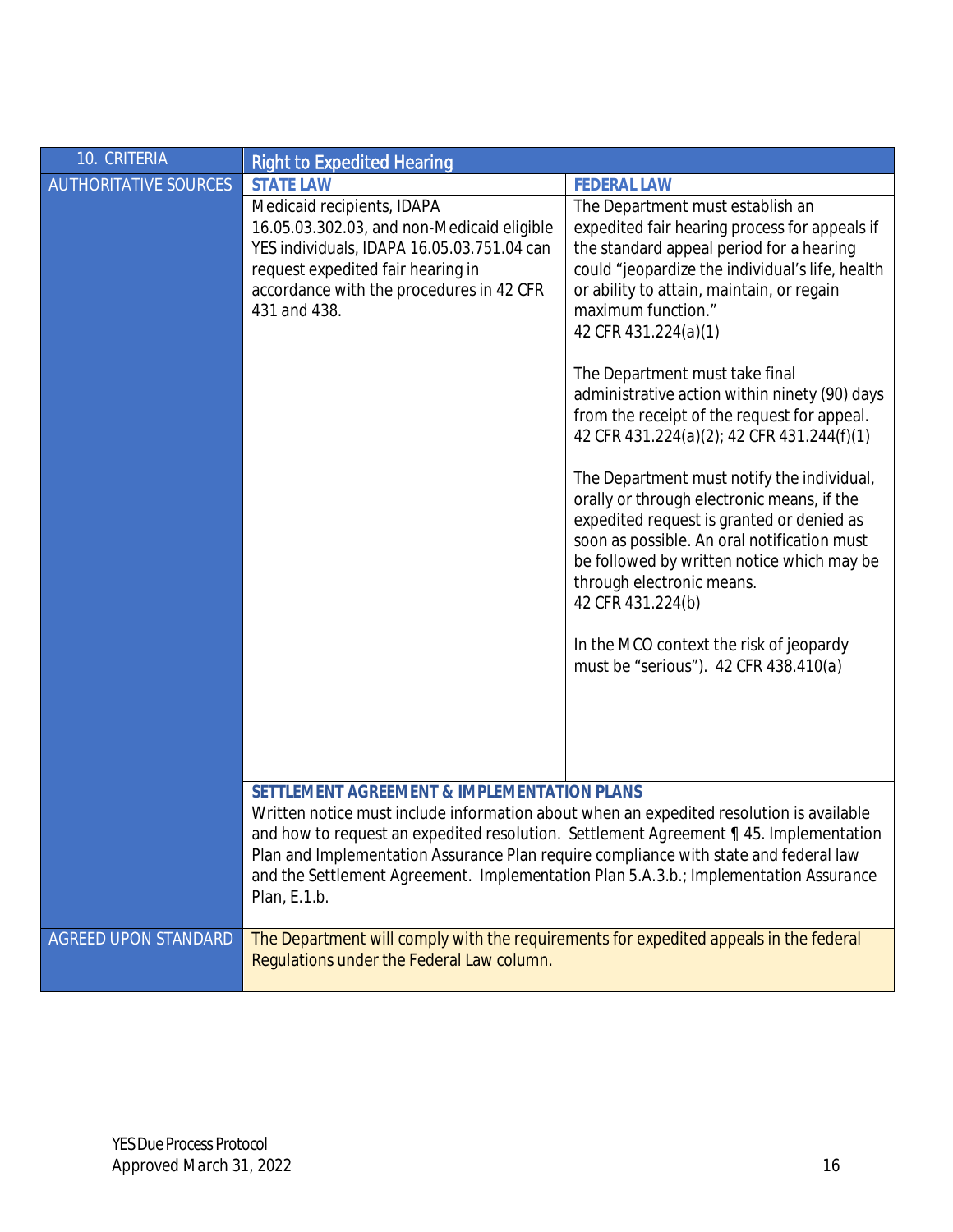| 10. CRITERIA | Right to Expedited Hearing | |
|---|---|---|
| AUTHORITATIVE SOURCES | **STATE LAW** | **FEDERAL LAW** |
| | Medicaid recipients, IDAPA 16.05.03.302.03, and non-Medicaid eligible YES individuals, IDAPA 16.05.03.751.04 can request expedited fair hearing in accordance with the procedures in 42 CFR 431 and 438. | The Department must establish an expedited fair hearing process for appeals if the standard appeal period for a hearing could "jeopardize the individual's life, health or ability to attain, maintain, or regain maximum function." 42 CFR 431.224(a)(1)<br><br>The Department must take final administrative action within ninety (90) days from the receipt of the request for appeal. 42 CFR 431.224(a)(2); 42 CFR 431.244(f)(1)<br><br>The Department must notify the individual, orally or through electronic means, if the expedited request is granted or denied as soon as possible. An oral notification must be followed by written notice which may be through electronic means. 42 CFR 431.224(b)<br><br>In the MCO context the risk of jeopardy must be "serious"). 42 CFR 438.410(a) |
| | **SETTLEMENT AGREEMENT & IMPLEMENTATION PLANS**<br>Written notice must include information about when an expedited resolution is available and how to request an expedited resolution. Settlement Agreement ¶ 45. Implementation Plan and Implementation Assurance Plan require compliance with state and federal law and the Settlement Agreement. Implementation Plan 5.A.3.b.; Implementation Assurance Plan, E.1.b. | |
| AGREED UPON STANDARD | The Department will comply with the requirements for expedited appeals in the federal Regulations under the Federal Law column. | |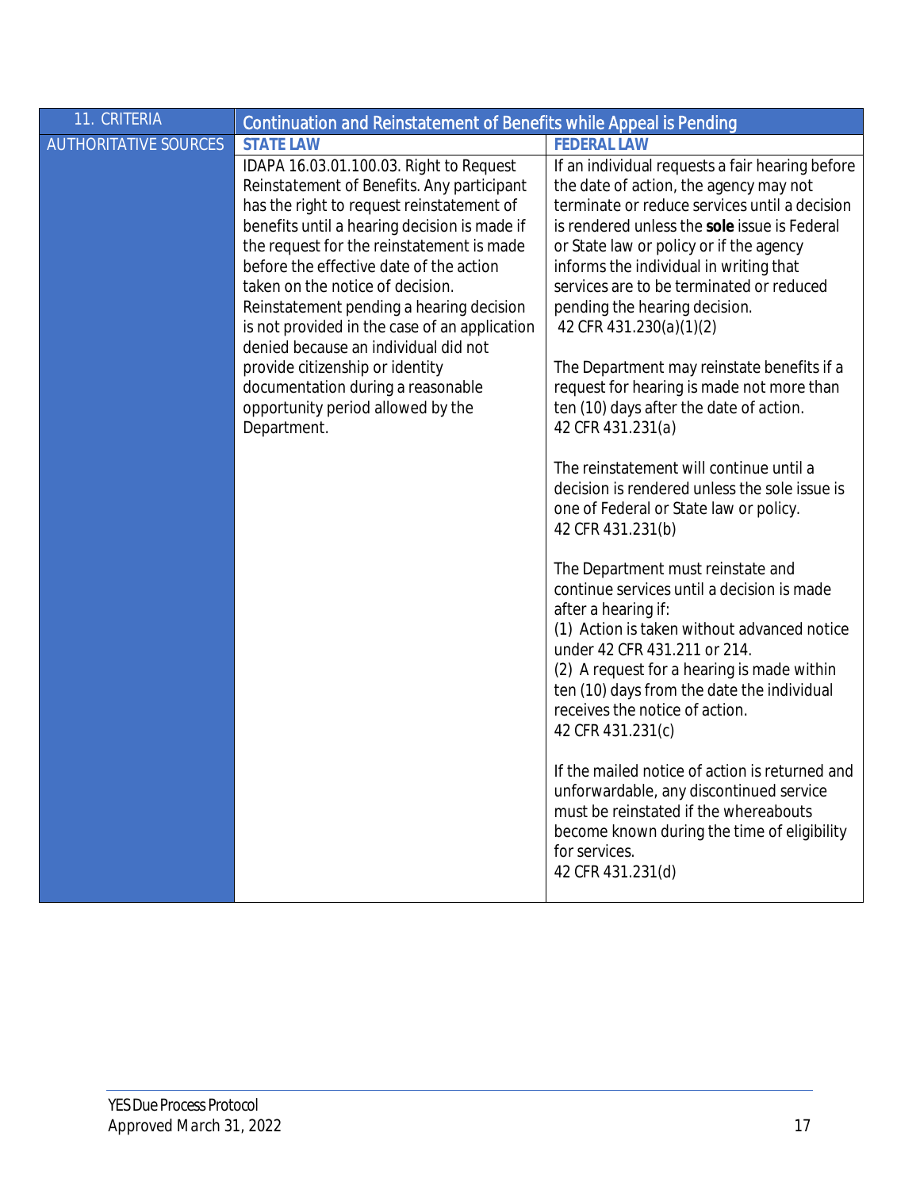| 11. CRITERIA | Continuation and Reinstatement of Benefits while Appeal is Pending | |
|---|---|---|
| AUTHORITATIVE SOURCES | **STATE LAW** | **FEDERAL LAW** |
| | IDAPA 16.03.01.100.03. Right to Request Reinstatement of Benefits. Any participant has the right to request reinstatement of benefits until a hearing decision is made if the request for the reinstatement is made before the effective date of the action taken on the notice of decision. Reinstatement pending a hearing decision is not provided in the case of an application denied because an individual did not provide citizenship or identity documentation during a reasonable opportunity period allowed by the Department. | If an individual requests a fair hearing before the date of action, the agency may not terminate or reduce services until a decision is rendered unless the **sole** issue is Federal or State law or policy or if the agency informs the individual in writing that services are to be terminated or reduced pending the hearing decision.<br>42 CFR 431.230(a)(1)(2)<br><br>The Department may reinstate benefits if a request for hearing is made not more than ten (10) days after the date of action.<br>42 CFR 431.231(a)<br><br>The reinstatement will continue until a decision is rendered unless the sole issue is one of Federal or State law or policy.<br>42 CFR 431.231(b)<br><br>The Department must reinstate and continue services until a decision is made after a hearing if:<br>(1) Action is taken without advanced notice under 42 CFR 431.211 or 214.<br>(2) A request for a hearing is made within ten (10) days from the date the individual receives the notice of action.<br>42 CFR 431.231(c)<br><br>If the mailed notice of action is returned and unforwardable, any discontinued service must be reinstated if the whereabouts become known during the time of eligibility for services.<br>42 CFR 431.231(d) |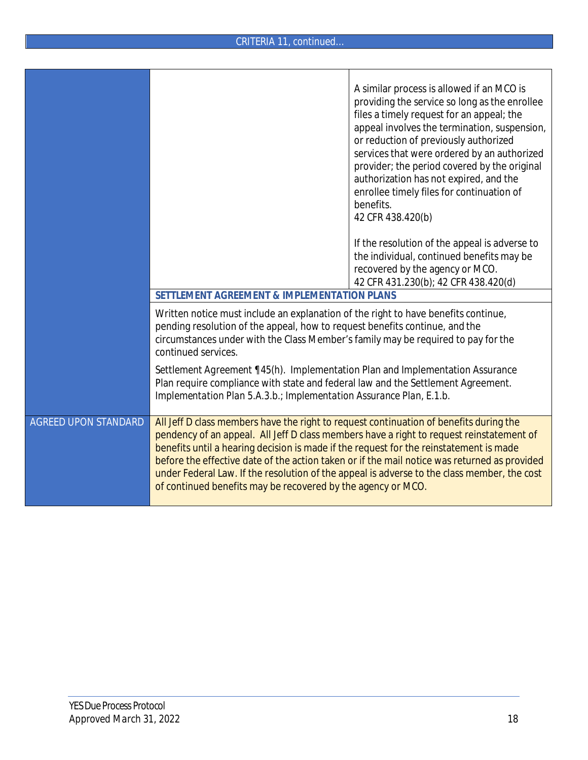CRITERIA 11, continued…

| | | |
|---|---|---|
| | | A similar process is allowed if an MCO is providing the service so long as the enrollee files a timely request for an appeal; the appeal involves the termination, suspension, or reduction of previously authorized services that were ordered by an authorized provider; the period covered by the original authorization has not expired, and the enrollee timely files for continuation of benefits.<br>42 CFR 438.420(b)<br><br>If the resolution of the appeal is adverse to the individual, continued benefits may be recovered by the agency or MCO.<br>42 CFR 431.230(b); 42 CFR 438.420(d) |
| | **SETTLEMENT AGREEMENT & IMPLEMENTATION PLANS** | |
| | Written notice must include an explanation of the right to have benefits continue, pending resolution of the appeal, how to request benefits continue, and the circumstances under with the Class Member's family may be required to pay for the continued services.<br><br>Settlement Agreement ¶45(h). Implementation Plan and Implementation Assurance Plan require compliance with state and federal law and the Settlement Agreement. *Implementation Plan 5.A.3.b.; Implementation Assurance Plan, E.1.b.* | |
| AGREED UPON STANDARD | All Jeff D class members have the right to request continuation of benefits during the pendency of an appeal. All Jeff D class members have a right to request reinstatement of benefits until a hearing decision is made if the request for the reinstatement is made before the effective date of the action taken or if the mail notice was returned as provided under Federal Law. If the resolution of the appeal is adverse to the class member, the cost of continued benefits may be recovered by the agency or MCO. | |

YES Due Process Protocol
Approved March 31, 2022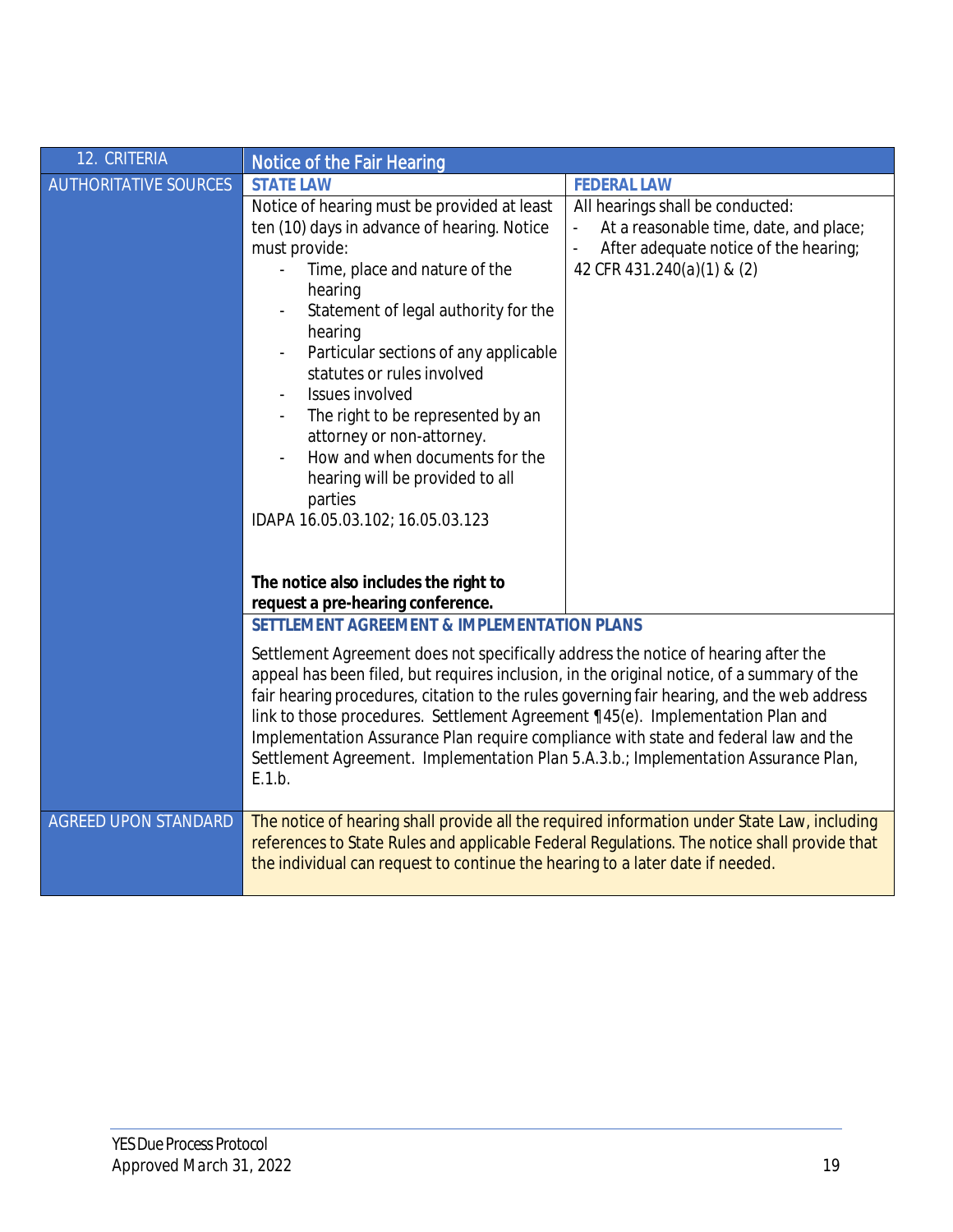| 12. CRITERIA | Notice of the Fair Hearing | |
|---|---|---|
| AUTHORITATIVE SOURCES | **STATE LAW** | **FEDERAL LAW** |
| | Notice of hearing must be provided at least ten (10) days in advance of hearing. Notice must provide:<br>- Time, place and nature of the hearing<br>- Statement of legal authority for the hearing<br>- Particular sections of any applicable statutes or rules involved<br>- Issues involved<br>- The right to be represented by an attorney or non-attorney.<br>- How and when documents for the hearing will be provided to all parties<br>IDAPA 16.05.03.102; 16.05.03.123<br><br>**The notice also includes the right to request a pre-hearing conference.** | All hearings shall be conducted:<br>- At a reasonable time, date, and place;<br>- After adequate notice of the hearing;<br>42 CFR 431.240(a)(1) & (2) |
| | **SETTLEMENT AGREEMENT & IMPLEMENTATION PLANS**<br><br>Settlement Agreement does not specifically address the notice of hearing after the appeal has been filed, but requires inclusion, in the original notice, of a summary of the fair hearing procedures, citation to the rules governing fair hearing, and the web address link to those procedures. Settlement Agreement ¶45(e). Implementation Plan and Implementation Assurance Plan require compliance with state and federal law and the Settlement Agreement. Implementation Plan 5.A.3.b.; Implementation Assurance Plan, E.1.b. | |
| AGREED UPON STANDARD | The notice of hearing shall provide all the required information under State Law, including references to State Rules and applicable Federal Regulations. The notice shall provide that the individual can request to continue the hearing to a later date if needed. | |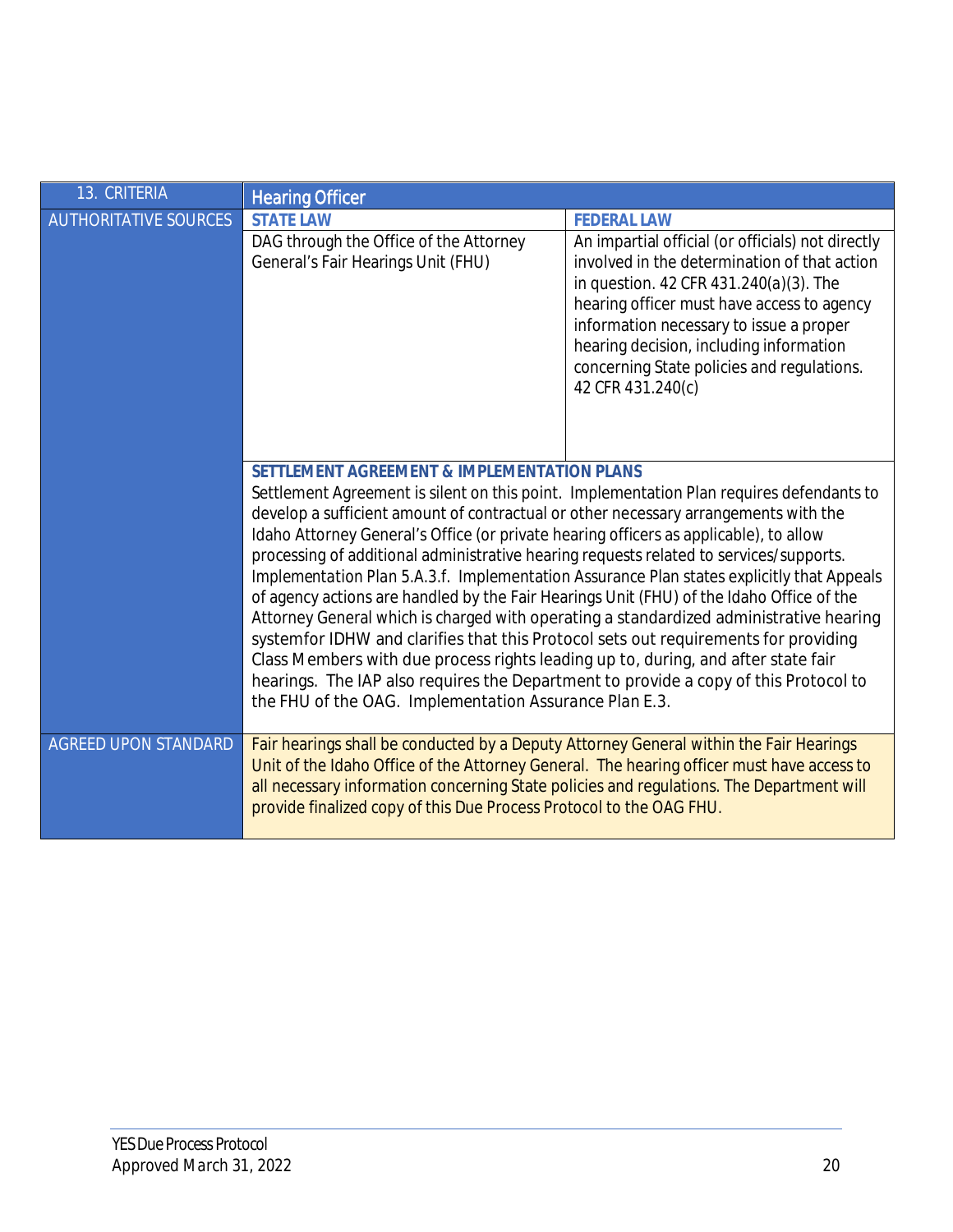| 13. CRITERIA | Hearing Officer | |
|---|---|---|
| AUTHORITATIVE SOURCES | **STATE LAW** | **FEDERAL LAW** |
| | DAG through the Office of the Attorney General's Fair Hearings Unit (FHU) | An impartial official (or officials) not directly involved in the determination of that action in question. 42 CFR 431.240(a)(3). The hearing officer must have access to agency information necessary to issue a proper hearing decision, including information concerning State policies and regulations. 42 CFR 431.240(c) |
| | **SETTLEMENT AGREEMENT & IMPLEMENTATION PLANS**<br>Settlement Agreement is silent on this point. Implementation Plan requires defendants to develop a sufficient amount of contractual or other necessary arrangements with the Idaho Attorney General's Office (or private hearing officers as applicable), to allow processing of additional administrative hearing requests related to services/supports. Implementation Plan 5.A.3.f. Implementation Assurance Plan states explicitly that Appeals of agency actions are handled by the Fair Hearings Unit (FHU) of the Idaho Office of the Attorney General which is charged with operating a standardized administrative hearing systemfor IDHW and clarifies that this Protocol sets out requirements for providing Class Members with due process rights leading up to, during, and after state fair hearings. The IAP also requires the Department to provide a copy of this Protocol to the FHU of the OAG. Implementation Assurance Plan E.3. | |
| AGREED UPON STANDARD | Fair hearings shall be conducted by a Deputy Attorney General within the Fair Hearings Unit of the Idaho Office of the Attorney General. The hearing officer must have access to all necessary information concerning State policies and regulations. The Department will provide finalized copy of this Due Process Protocol to the OAG FHU. | |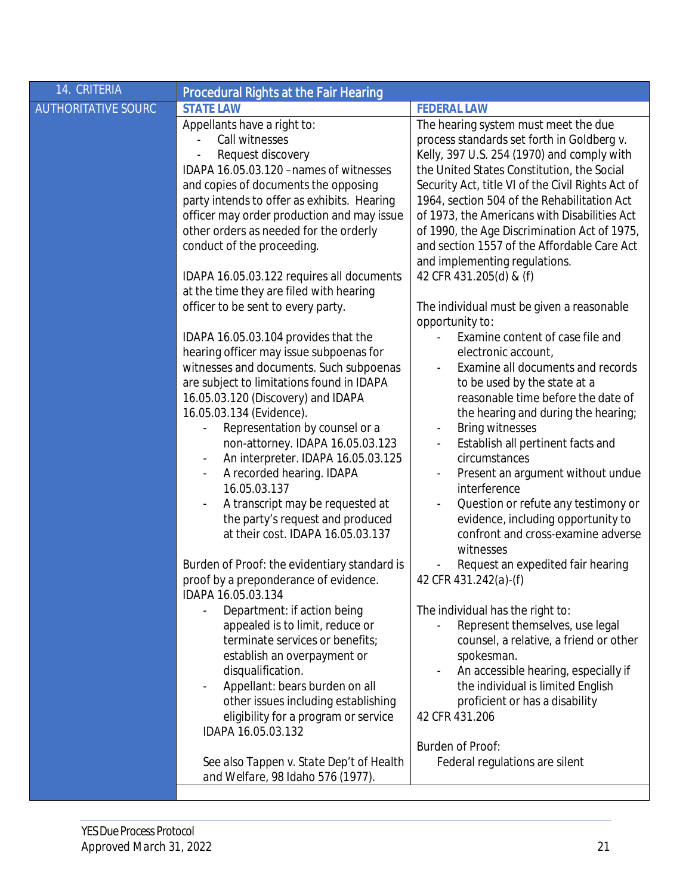| 14. CRITERIA | Procedural Rights at the Fair Hearing | |
|---|---|---|
| AUTHORITATIVE SOURC | **STATE LAW** | **FEDERAL LAW** |
| | Appellants have a right to:<br>- Call witnesses<br>- Request discovery<br>IDAPA 16.05.03.120 – names of witnesses and copies of documents the opposing party intends to offer as exhibits. Hearing officer may order production and may issue other orders as needed for the orderly conduct of the proceeding.<br><br>IDAPA 16.05.03.122 requires all documents at the time they are filed with hearing officer to be sent to every party.<br><br>IDAPA 16.05.03.104 provides that the hearing officer may issue subpoenas for witnesses and documents. Such subpoenas are subject to limitations found in IDAPA 16.05.03.120 (Discovery) and IDAPA 16.05.03.134 (Evidence).<br>- Representation by counsel or a non-attorney. IDAPA 16.05.03.123<br>- An interpreter. IDAPA 16.05.03.125<br>- A recorded hearing. IDAPA 16.05.03.137<br>- A transcript may be requested at the party's request and produced at their cost. IDAPA 16.05.03.137<br><br>Burden of Proof: the evidentiary standard is proof by a preponderance of evidence. IDAPA 16.05.03.134<br>- Department: if action being appealed is to limit, reduce or terminate services or benefits; establish an overpayment or disqualification.<br>- Appellant: bears burden on all other issues including establishing eligibility for a program or service<br>IDAPA 16.05.03.132<br><br>See also Tappen v. State Dep't of Health and Welfare, 98 Idaho 576 (1977). | The hearing system must meet the due process standards set forth in Goldberg v. Kelly, 397 U.S. 254 (1970) and comply with the United States Constitution, the Social Security Act, title VI of the Civil Rights Act of 1964, section 504 of the Rehabilitation Act of 1973, the Americans with Disabilities Act of 1990, the Age Discrimination Act of 1975, and section 1557 of the Affordable Care Act and implementing regulations.<br>42 CFR 431.205(d) & (f)<br><br>The individual must be given a reasonable opportunity to:<br>- Examine content of case file and electronic account,<br>- Examine all documents and records to be used by the state at a reasonable time before the date of the hearing and during the hearing;<br>- Bring witnesses<br>- Establish all pertinent facts and circumstances<br>- Present an argument without undue interference<br>- Question or refute any testimony or evidence, including opportunity to confront and cross-examine adverse witnesses<br>- Request an expedited fair hearing<br>42 CFR 431.242(a)-(f)<br><br>The individual has the right to:<br>- Represent themselves, use legal counsel, a relative, a friend or other spokesman.<br>- An accessible hearing, especially if the individual is limited English proficient or has a disability<br>42 CFR 431.206<br><br>Burden of Proof:<br>Federal regulations are silent |
| | | |

YES Due Process Protocol
Approved March 31, 2022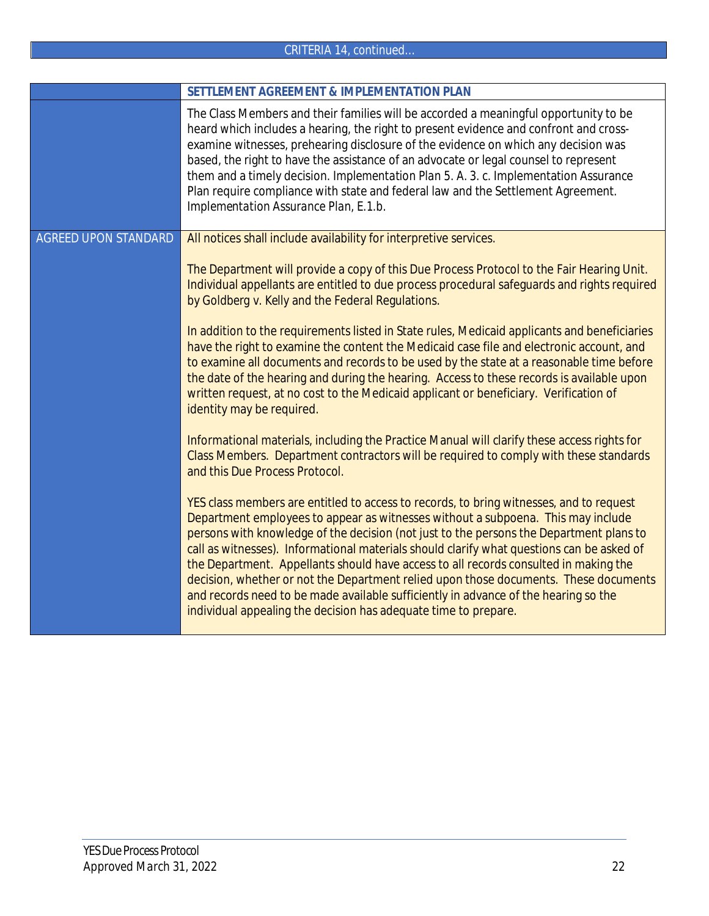## CRITERIA 14, continued…

| | SETTLEMENT AGREEMENT & IMPLEMENTATION PLAN |
|---|---|
| | The Class Members and their families will be accorded a meaningful opportunity to be heard which includes a hearing, the right to present evidence and confront and cross-examine witnesses, prehearing disclosure of the evidence on which any decision was based, the right to have the assistance of an advocate or legal counsel to represent them and a timely decision. Implementation Plan 5. A. 3. c. Implementation Assurance Plan require compliance with state and federal law and the Settlement Agreement. Implementation Assurance Plan, E.1.b. |
| AGREED UPON STANDARD | All notices shall include availability for interpretive services.<br><br>The Department will provide a copy of this Due Process Protocol to the Fair Hearing Unit. Individual appellants are entitled to due process procedural safeguards and rights required by Goldberg v. Kelly and the Federal Regulations.<br><br>In addition to the requirements listed in State rules, Medicaid applicants and beneficiaries have the right to examine the content the Medicaid case file and electronic account, and to examine all documents and records to be used by the state at a reasonable time before the date of the hearing and during the hearing. Access to these records is available upon written request, at no cost to the Medicaid applicant or beneficiary. Verification of identity may be required.<br><br>Informational materials, including the Practice Manual will clarify these access rights for Class Members. Department contractors will be required to comply with these standards and this Due Process Protocol.<br><br>YES class members are entitled to access to records, to bring witnesses, and to request Department employees to appear as witnesses without a subpoena. This may include persons with knowledge of the decision (not just to the persons the Department plans to call as witnesses). Informational materials should clarify what questions can be asked of the Department. Appellants should have access to all records consulted in making the decision, whether or not the Department relied upon those documents. These documents and records need to be made available sufficiently in advance of the hearing so the individual appealing the decision has adequate time to prepare. |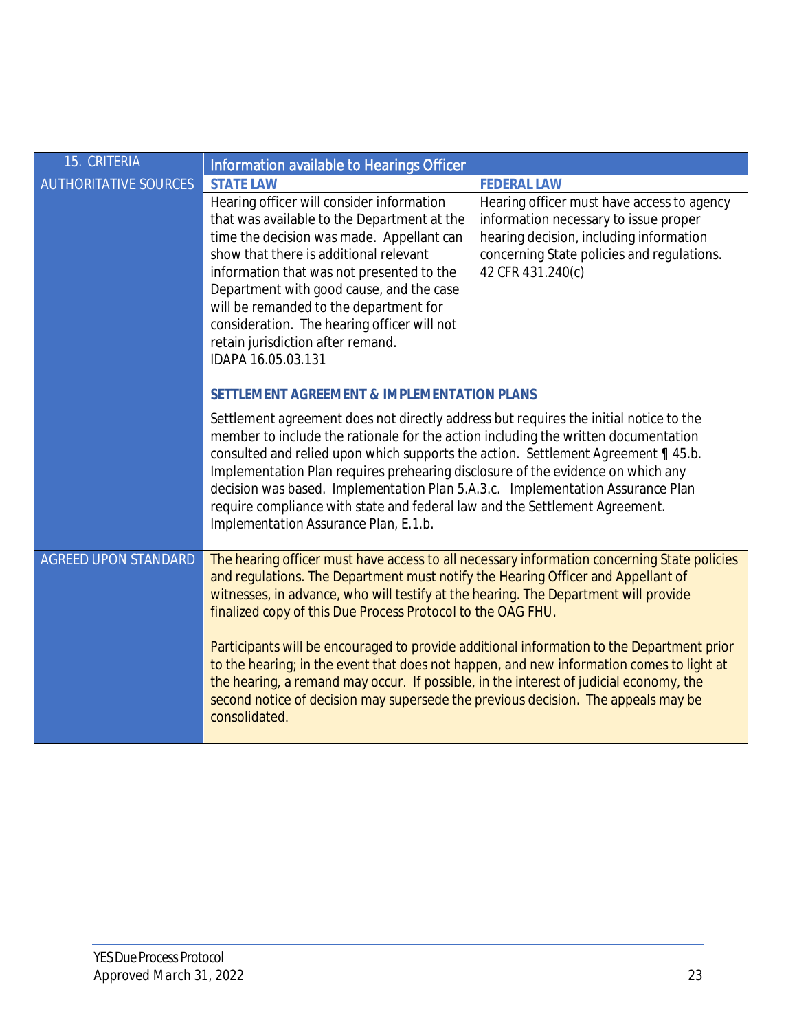| 15. CRITERIA | Information available to Hearings Officer | |
|---|---|---|
| AUTHORITATIVE SOURCES | **STATE LAW** | **FEDERAL LAW** |
| | Hearing officer will consider information that was available to the Department at the time the decision was made. Appellant can show that there is additional relevant information that was not presented to the Department with good cause, and the case will be remanded to the department for consideration. The hearing officer will not retain jurisdiction after remand. IDAPA 16.05.03.131 | Hearing officer must have access to agency information necessary to issue proper hearing decision, including information concerning State policies and regulations. 42 CFR 431.240(c) |
| | **SETTLEMENT AGREEMENT & IMPLEMENTATION PLANS**<br><br>Settlement agreement does not directly address but requires the initial notice to the member to include the rationale for the action including the written documentation consulted and relied upon which supports the action. Settlement Agreement ¶ 45.b. Implementation Plan requires prehearing disclosure of the evidence on which any decision was based. Implementation Plan 5.A.3.c. Implementation Assurance Plan require compliance with state and federal law and the Settlement Agreement. Implementation Assurance Plan, E.1.b. | |
| AGREED UPON STANDARD | The hearing officer must have access to all necessary information concerning State policies and regulations. The Department must notify the Hearing Officer and Appellant of witnesses, in advance, who will testify at the hearing. The Department will provide finalized copy of this Due Process Protocol to the OAG FHU.<br><br>Participants will be encouraged to provide additional information to the Department prior to the hearing; in the event that does not happen, and new information comes to light at the hearing, a remand may occur. If possible, in the interest of judicial economy, the second notice of decision may supersede the previous decision. The appeals may be consolidated. | |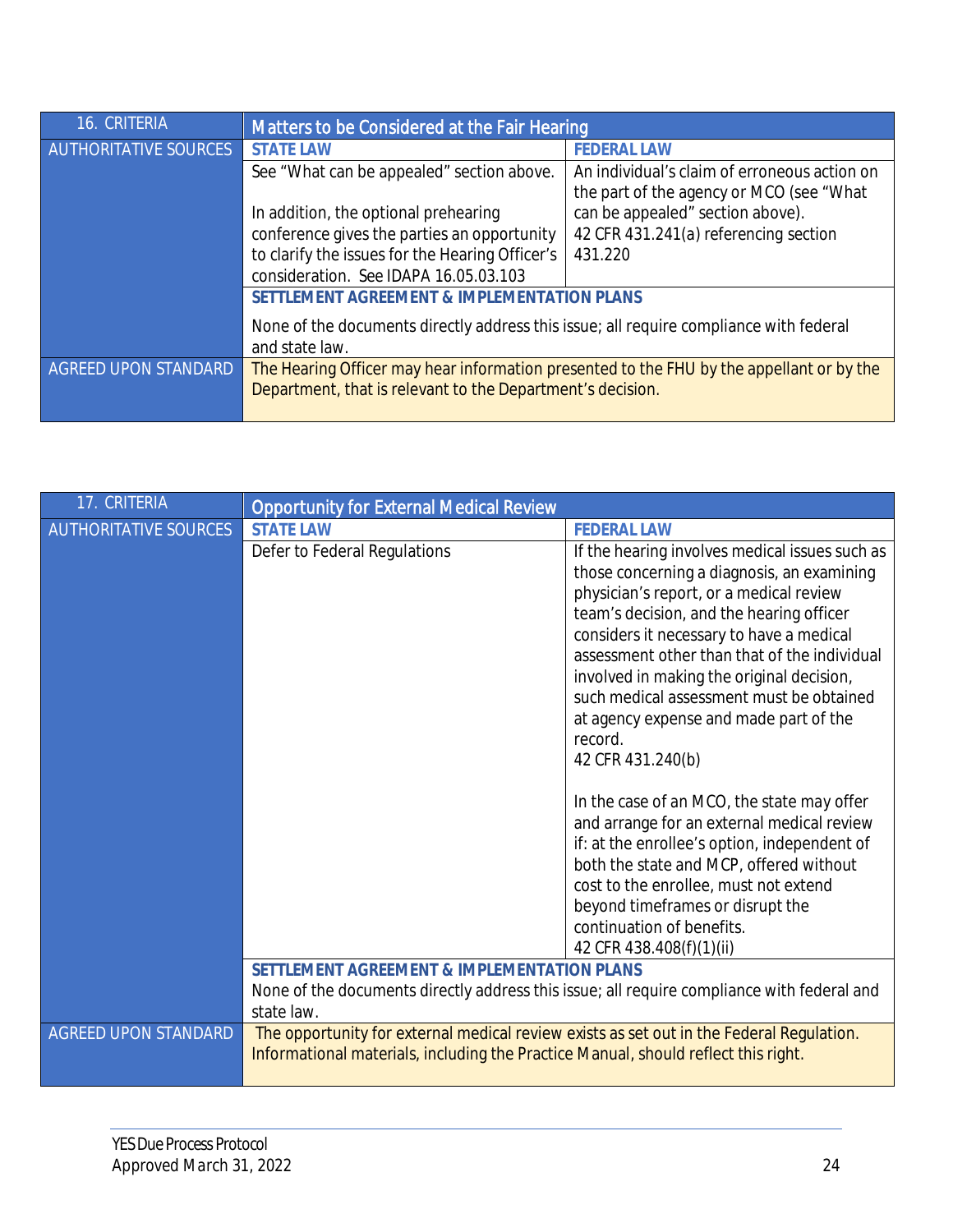| 16. CRITERIA | Matters to be Considered at the Fair Hearing | |
|---|---|---|
| AUTHORITATIVE SOURCES | **STATE LAW** | **FEDERAL LAW** |
| | See "What can be appealed" section above.<br><br>In addition, the optional prehearing conference gives the parties an opportunity to clarify the issues for the Hearing Officer's consideration. See IDAPA 16.05.03.103 | An individual's claim of erroneous action on the part of the agency or MCO (see "What can be appealed" section above).<br>42 CFR 431.241(a) referencing section 431.220 |
| | **SETTLEMENT AGREEMENT & IMPLEMENTATION PLANS**<br><br>None of the documents directly address this issue; all require compliance with federal and state law. | |
| AGREED UPON STANDARD | The Hearing Officer may hear information presented to the FHU by the appellant or by the Department, that is relevant to the Department's decision. | |

| 17. CRITERIA | Opportunity for External Medical Review | |
|---|---|---|
| AUTHORITATIVE SOURCES | **STATE LAW** | **FEDERAL LAW** |
| | Defer to Federal Regulations | If the hearing involves medical issues such as those concerning a diagnosis, an examining physician's report, or a medical review team's decision, and the hearing officer considers it necessary to have a medical assessment other than that of the individual involved in making the original decision, such medical assessment must be obtained at agency expense and made part of the record.<br>42 CFR 431.240(b)<br><br>In the case of an MCO, the state may offer and arrange for an external medical review if: at the enrollee's option, independent of both the state and MCP, offered without cost to the enrollee, must not extend beyond timeframes or disrupt the continuation of benefits.<br>42 CFR 438.408(f)(1)(ii) |
| | **SETTLEMENT AGREEMENT & IMPLEMENTATION PLANS**<br>None of the documents directly address this issue; all require compliance with federal and state law. | |
| AGREED UPON STANDARD | The opportunity for external medical review exists as set out in the Federal Regulation. Informational materials, including the Practice Manual, should reflect this right. | |

YES Due Process Protocol
Approved March 31, 2022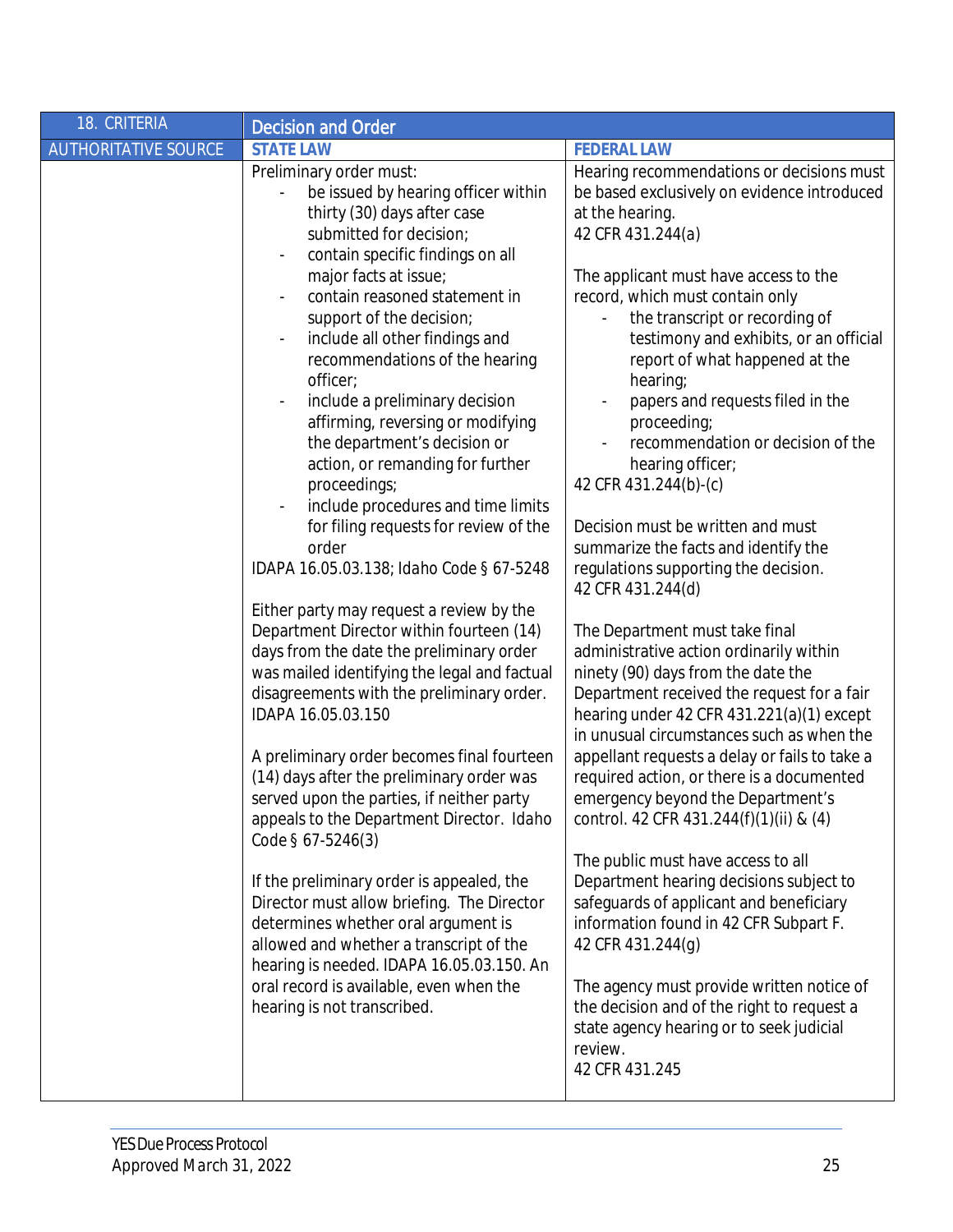| 18. CRITERIA | Decision and Order | |
|---|---|---|
| AUTHORITATIVE SOURCE | **STATE LAW** | **FEDERAL LAW** |
| | Preliminary order must:<br>- be issued by hearing officer within thirty (30) days after case submitted for decision;<br>- contain specific findings on all major facts at issue;<br>- contain reasoned statement in support of the decision;<br>- include all other findings and recommendations of the hearing officer;<br>- include a preliminary decision affirming, reversing or modifying the department's decision or action, or remanding for further proceedings;<br>- include procedures and time limits for filing requests for review of the order<br>IDAPA 16.05.03.138; Idaho Code § 67-5248<br><br>Either party may request a review by the Department Director within fourteen (14) days from the date the preliminary order was mailed identifying the legal and factual disagreements with the preliminary order. IDAPA 16.05.03.150<br><br>A preliminary order becomes final fourteen (14) days after the preliminary order was served upon the parties, if neither party appeals to the Department Director. Idaho Code § 67-5246(3)<br><br>If the preliminary order is appealed, the Director must allow briefing. The Director determines whether oral argument is allowed and whether a transcript of the hearing is needed. IDAPA 16.05.03.150. An oral record is available, even when the hearing is not transcribed. | Hearing recommendations or decisions must be based exclusively on evidence introduced at the hearing.<br>42 CFR 431.244(a)<br><br>The applicant must have access to the record, which must contain only<br>- the transcript or recording of testimony and exhibits, or an official report of what happened at the hearing;<br>- papers and requests filed in the proceeding;<br>- recommendation or decision of the hearing officer;<br>42 CFR 431.244(b)-(c)<br><br>Decision must be written and must summarize the facts and identify the regulations supporting the decision.<br>42 CFR 431.244(d)<br><br>The Department must take final administrative action ordinarily within ninety (90) days from the date the Department received the request for a fair hearing under 42 CFR 431.221(a)(1) except in unusual circumstances such as when the appellant requests a delay or fails to take a required action, or there is a documented emergency beyond the Department's control. 42 CFR 431.244(f)(1)(ii) & (4)<br><br>The public must have access to all Department hearing decisions subject to safeguards of applicant and beneficiary information found in 42 CFR Subpart F.<br>42 CFR 431.244(g)<br><br>The agency must provide written notice of the decision and of the right to request a state agency hearing or to seek judicial review.<br>42 CFR 431.245 |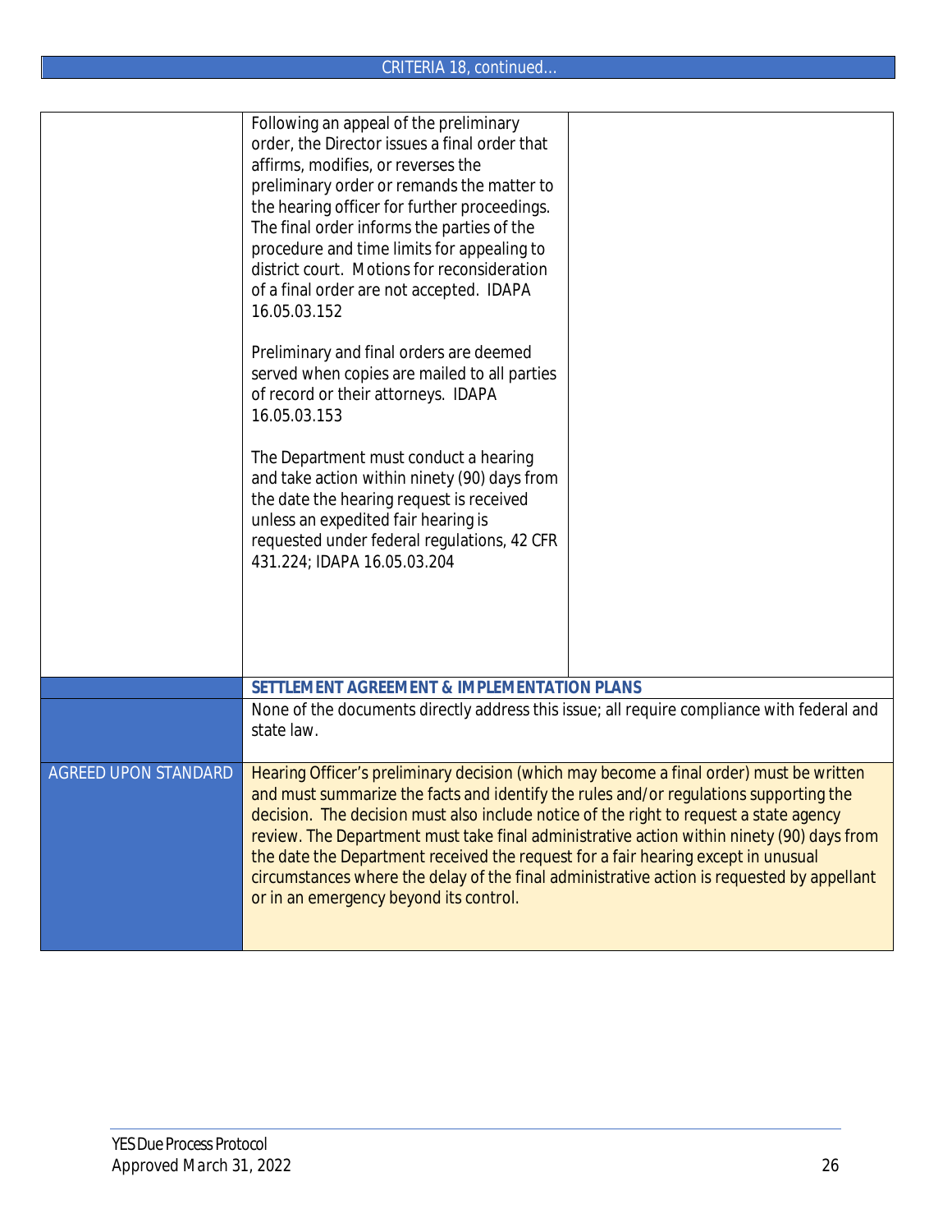CRITERIA 18, continued…

| | | |
|---|---|---|
| | Following an appeal of the preliminary order, the Director issues a final order that affirms, modifies, or reverses the preliminary order or remands the matter to the hearing officer for further proceedings. The final order informs the parties of the procedure and time limits for appealing to district court. Motions for reconsideration of a final order are not accepted. IDAPA 16.05.03.152<br><br>Preliminary and final orders are deemed served when copies are mailed to all parties of record or their attorneys. IDAPA 16.05.03.153<br><br>The Department must conduct a hearing and take action within ninety (90) days from the date the hearing request is received unless an expedited fair hearing is requested under federal regulations, 42 CFR 431.224; IDAPA 16.05.03.204 | |
| | **SETTLEMENT AGREEMENT & IMPLEMENTATION PLANS** | |
| | None of the documents directly address this issue; all require compliance with federal and state law. | |
| AGREED UPON STANDARD | Hearing Officer's preliminary decision (which may become a final order) must be written and must summarize the facts and identify the rules and/or regulations supporting the decision. The decision must also include notice of the right to request a state agency review. The Department must take final administrative action within ninety (90) days from the date the Department received the request for a fair hearing except in unusual circumstances where the delay of the final administrative action is requested by appellant or in an emergency beyond its control. | |

YES Due Process Protocol
Approved March 31, 2022